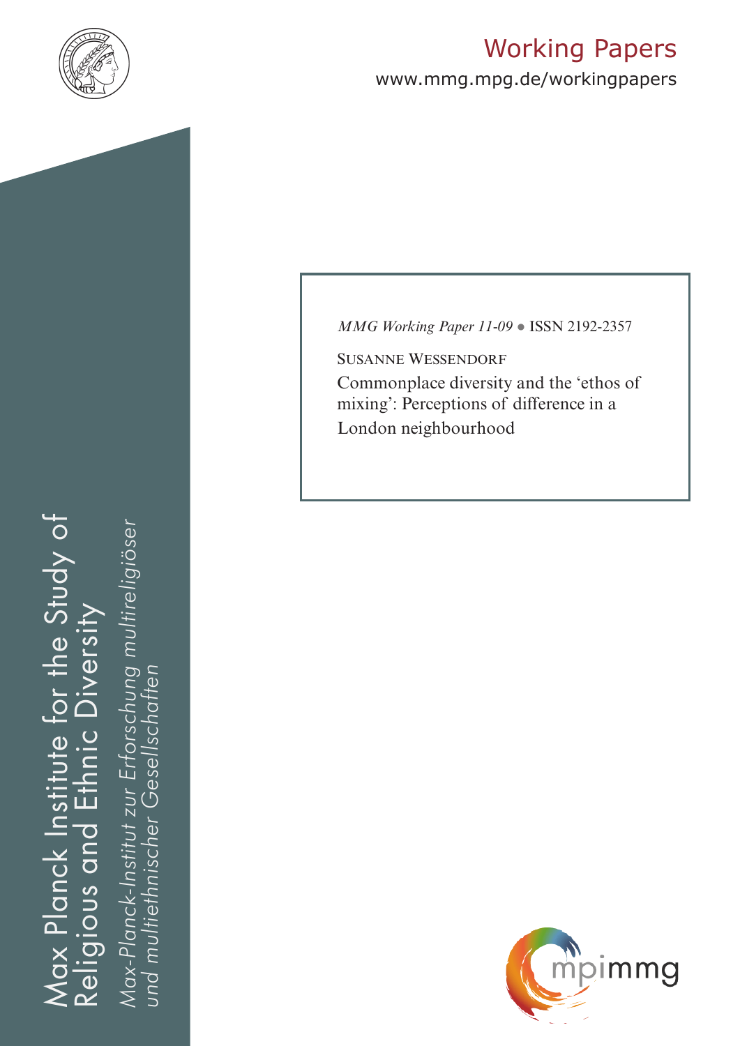Working Papers

www.mmg.mpg.de/workingpapers

*MMG Working Paper 11-09* ● ISSN 2192-2357

SUSANNE WESSENDORF

# Commonplace diversity and the 'ethos of mixing': Perceptions of difference in a London neighbourhood

Max Planck Institute for the Study of Religious and Ethnic Diversity

*Max-Planck-Institut zur Erforschung multireligiöser und multiethnischer Gesellschaften*

mpimmg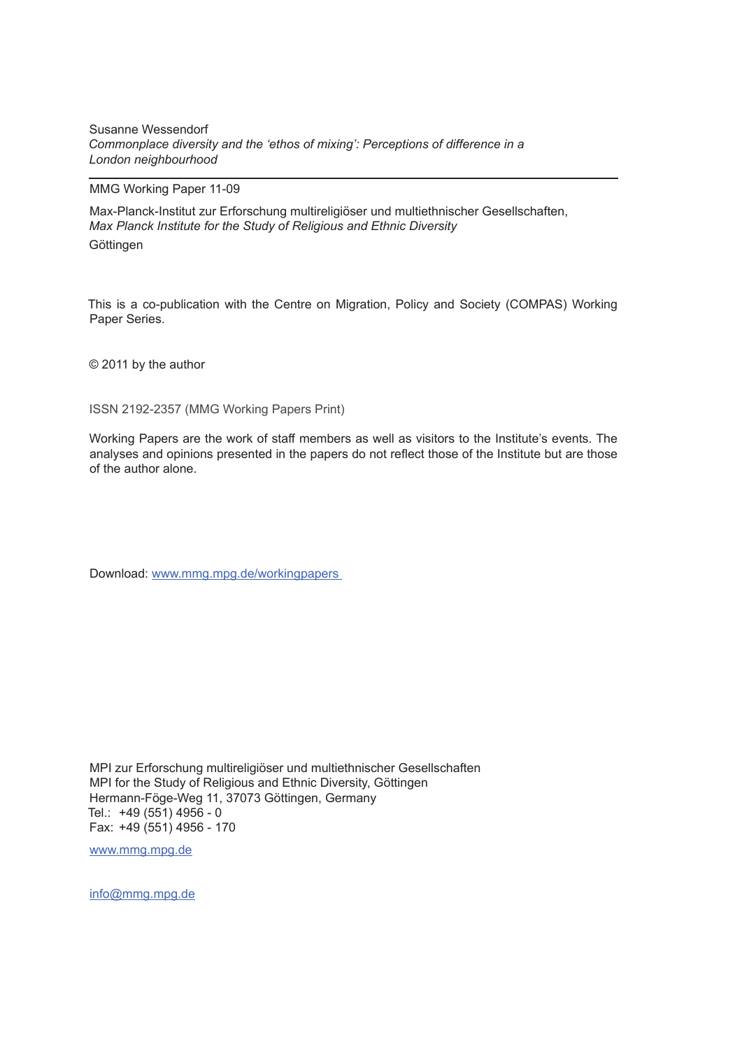Susanne Wessendorf
*Commonplace diversity and the 'ethos of mixing': Perceptions of difference in a London neighbourhood*

---

MMG Working Paper 11-09

Max-Planck-Institut zur Erforschung multireligiöser und multiethnischer Gesellschaften,
*Max Planck Institute for the Study of Religious and Ethnic Diversity*
Göttingen

This is a co-publication with the Centre on Migration, Policy and Society (COMPAS) Working Paper Series.

© 2011 by the author

ISSN 2192-2357 (MMG Working Papers Print)

Working Papers are the work of staff members as well as visitors to the Institute's events. The analyses and opinions presented in the papers do not reflect those of the Institute but are those of the author alone.

Download: www.mmg.mpg.de/workingpapers

MPI zur Erforschung multireligiöser und multiethnischer Gesellschaften
MPI for the Study of Religious and Ethnic Diversity, Göttingen
Hermann-Föge-Weg 11, 37073 Göttingen, Germany
Tel.: +49 (551) 4956 - 0
Fax: +49 (551) 4956 - 170

www.mmg.mpg.de

info@mmg.mpg.de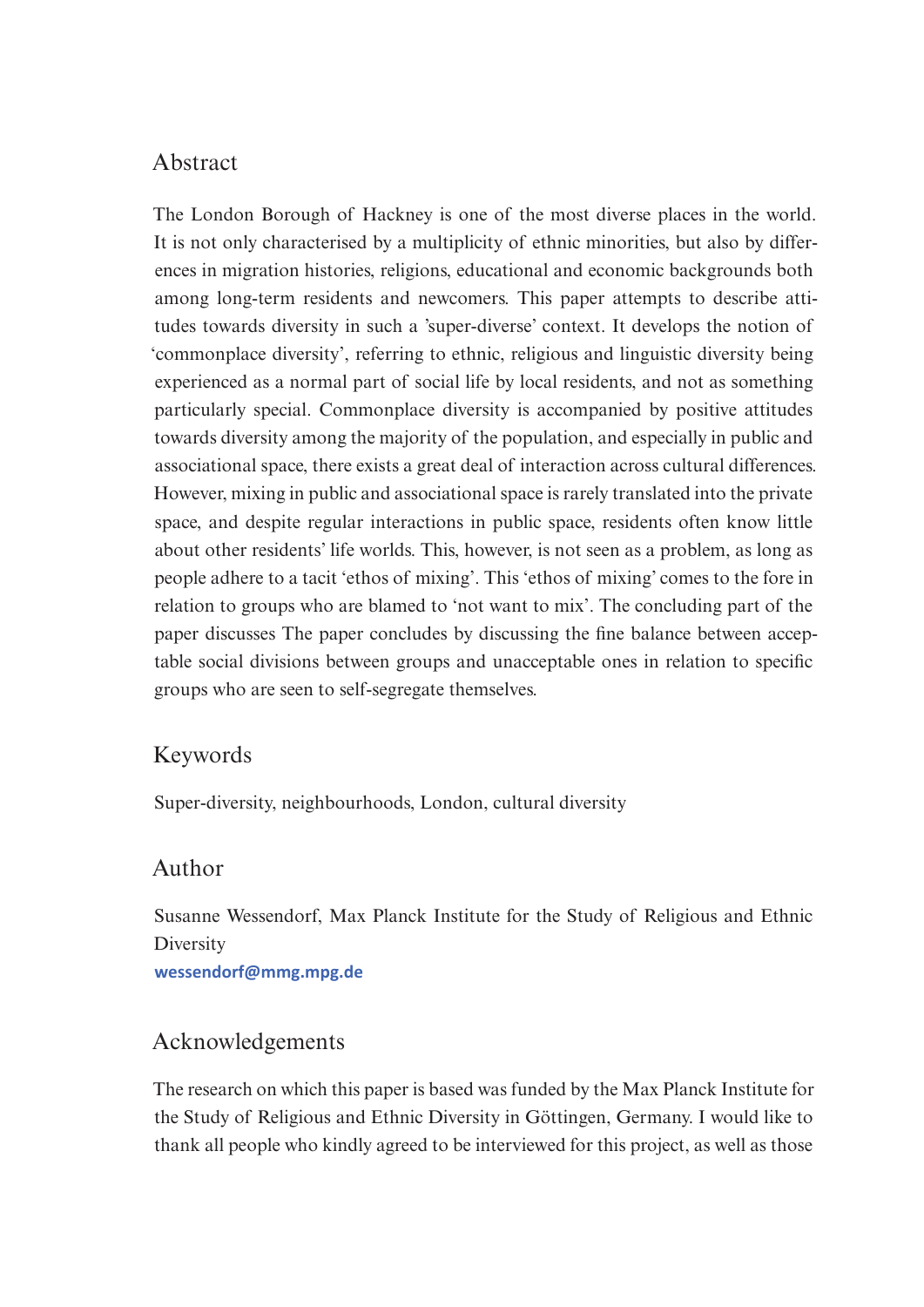## Abstract

The London Borough of Hackney is one of the most diverse places in the world. It is not only characterised by a multiplicity of ethnic minorities, but also by differences in migration histories, religions, educational and economic backgrounds both among long-term residents and newcomers. This paper attempts to describe attitudes towards diversity in such a 'super-diverse' context. It develops the notion of 'commonplace diversity', referring to ethnic, religious and linguistic diversity being experienced as a normal part of social life by local residents, and not as something particularly special. Commonplace diversity is accompanied by positive attitudes towards diversity among the majority of the population, and especially in public and associational space, there exists a great deal of interaction across cultural differences. However, mixing in public and associational space is rarely translated into the private space, and despite regular interactions in public space, residents often know little about other residents' life worlds. This, however, is not seen as a problem, as long as people adhere to a tacit 'ethos of mixing'. This 'ethos of mixing' comes to the fore in relation to groups who are blamed to 'not want to mix'. The concluding part of the paper discusses The paper concludes by discussing the fine balance between acceptable social divisions between groups and unacceptable ones in relation to specific groups who are seen to self-segregate themselves.

## Keywords

Super-diversity, neighbourhoods, London, cultural diversity

## Author

Susanne Wessendorf, Max Planck Institute for the Study of Religious and Ethnic Diversity
**wessendorf@mmg.mpg.de**

## Acknowledgements

The research on which this paper is based was funded by the Max Planck Institute for the Study of Religious and Ethnic Diversity in Göttingen, Germany. I would like to thank all people who kindly agreed to be interviewed for this project, as well as those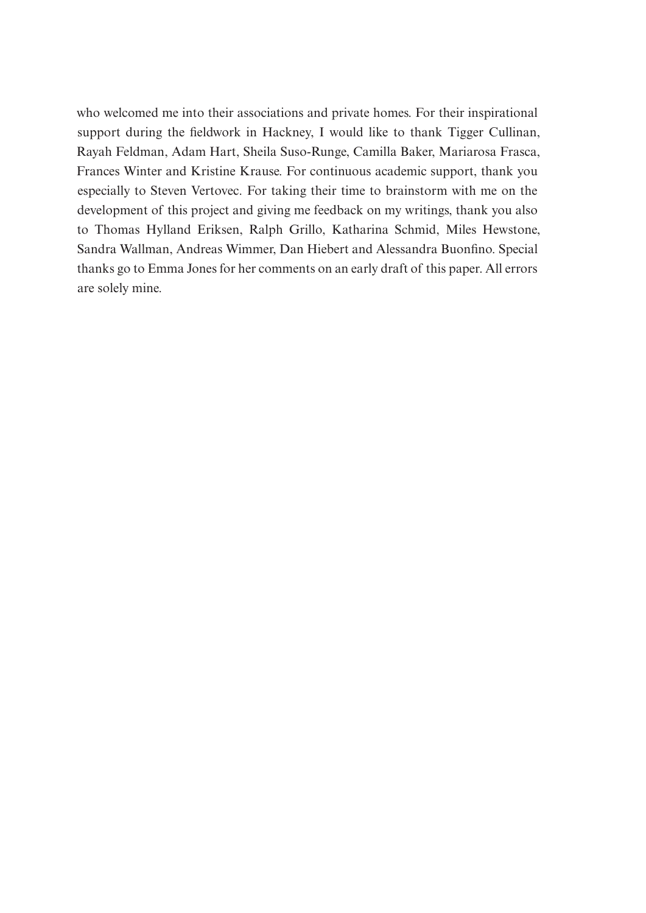who welcomed me into their associations and private homes. For their inspirational support during the fieldwork in Hackney, I would like to thank Tigger Cullinan, Rayah Feldman, Adam Hart, Sheila Suso-Runge, Camilla Baker, Mariarosa Frasca, Frances Winter and Kristine Krause. For continuous academic support, thank you especially to Steven Vertovec. For taking their time to brainstorm with me on the development of this project and giving me feedback on my writings, thank you also to Thomas Hylland Eriksen, Ralph Grillo, Katharina Schmid, Miles Hewstone, Sandra Wallman, Andreas Wimmer, Dan Hiebert and Alessandra Buonfino. Special thanks go to Emma Jones for her comments on an early draft of this paper. All errors are solely mine.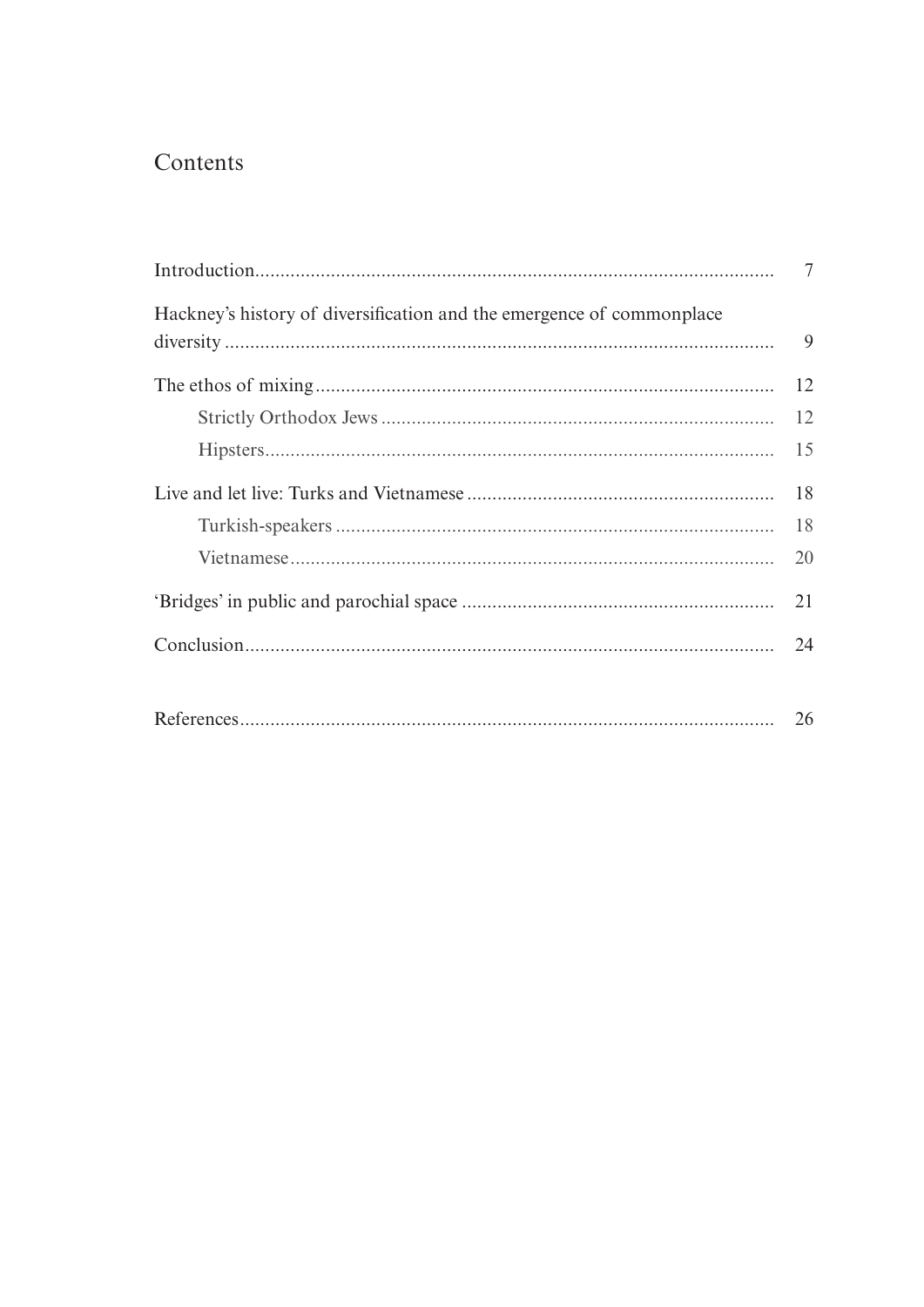## Contents

- Introduction ..... 7
- Hackney's history of diversification and the emergence of commonplace diversity ..... 9
- The ethos of mixing ..... 12
  - Strictly Orthodox Jews ..... 12
  - Hipsters ..... 15
- Live and let live: Turks and Vietnamese ..... 18
  - Turkish-speakers ..... 18
  - Vietnamese ..... 20
- 'Bridges' in public and parochial space ..... 21
- Conclusion ..... 24
- References ..... 26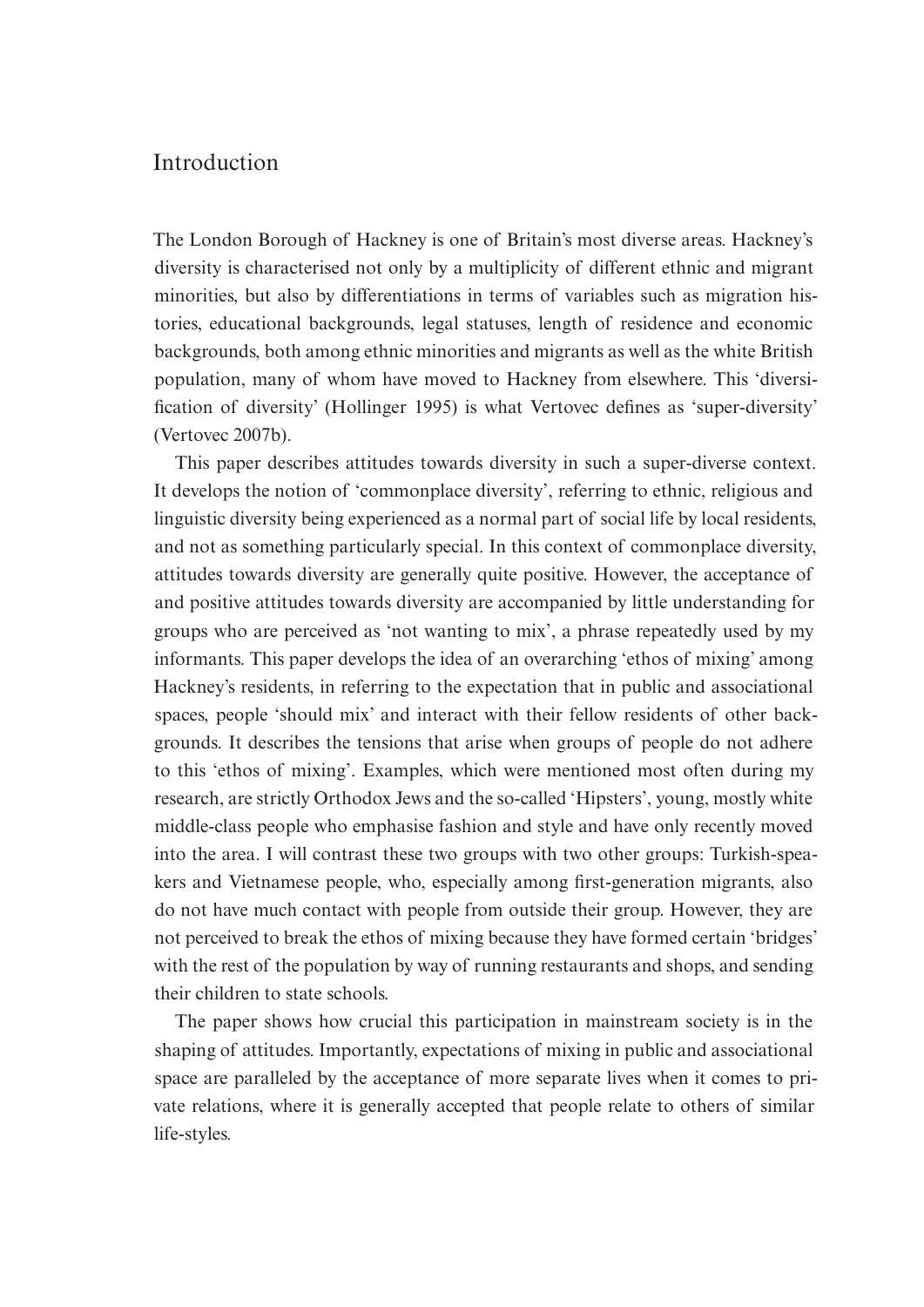## Introduction

The London Borough of Hackney is one of Britain's most diverse areas. Hackney's diversity is characterised not only by a multiplicity of different ethnic and migrant minorities, but also by differentiations in terms of variables such as migration histories, educational backgrounds, legal statuses, length of residence and economic backgrounds, both among ethnic minorities and migrants as well as the white British population, many of whom have moved to Hackney from elsewhere. This 'diversification of diversity' (Hollinger 1995) is what Vertovec defines as 'super-diversity' (Vertovec 2007b).

This paper describes attitudes towards diversity in such a super-diverse context. It develops the notion of 'commonplace diversity', referring to ethnic, religious and linguistic diversity being experienced as a normal part of social life by local residents, and not as something particularly special. In this context of commonplace diversity, attitudes towards diversity are generally quite positive. However, the acceptance of and positive attitudes towards diversity are accompanied by little understanding for groups who are perceived as 'not wanting to mix', a phrase repeatedly used by my informants. This paper develops the idea of an overarching 'ethos of mixing' among Hackney's residents, in referring to the expectation that in public and associational spaces, people 'should mix' and interact with their fellow residents of other backgrounds. It describes the tensions that arise when groups of people do not adhere to this 'ethos of mixing'. Examples, which were mentioned most often during my research, are strictly Orthodox Jews and the so-called 'Hipsters', young, mostly white middle-class people who emphasise fashion and style and have only recently moved into the area. I will contrast these two groups with two other groups: Turkish-speakers and Vietnamese people, who, especially among first-generation migrants, also do not have much contact with people from outside their group. However, they are not perceived to break the ethos of mixing because they have formed certain 'bridges' with the rest of the population by way of running restaurants and shops, and sending their children to state schools.

The paper shows how crucial this participation in mainstream society is in the shaping of attitudes. Importantly, expectations of mixing in public and associational space are paralleled by the acceptance of more separate lives when it comes to private relations, where it is generally accepted that people relate to others of similar life-styles.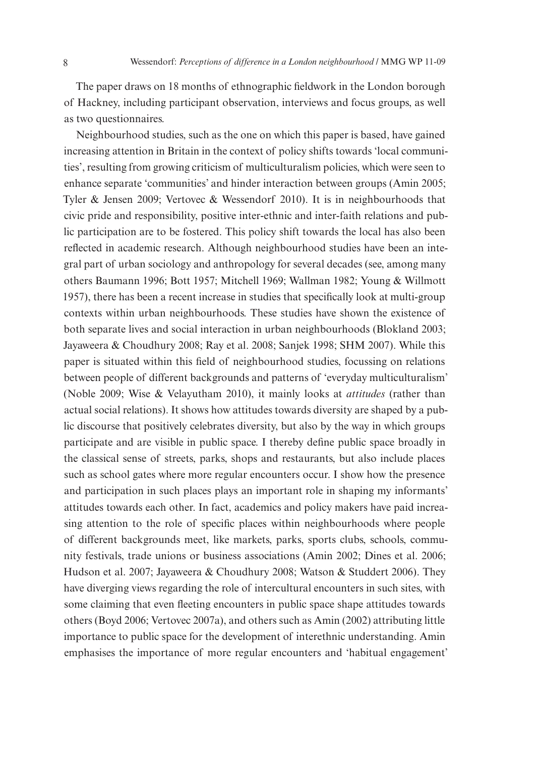The paper draws on 18 months of ethnographic fieldwork in the London borough of Hackney, including participant observation, interviews and focus groups, as well as two questionnaires.

Neighbourhood studies, such as the one on which this paper is based, have gained increasing attention in Britain in the context of policy shifts towards 'local communities', resulting from growing criticism of multiculturalism policies, which were seen to enhance separate 'communities' and hinder interaction between groups (Amin 2005; Tyler & Jensen 2009; Vertovec & Wessendorf 2010). It is in neighbourhoods that civic pride and responsibility, positive inter-ethnic and inter-faith relations and public participation are to be fostered. This policy shift towards the local has also been reflected in academic research. Although neighbourhood studies have been an integral part of urban sociology and anthropology for several decades (see, among many others Baumann 1996; Bott 1957; Mitchell 1969; Wallman 1982; Young & Willmott 1957), there has been a recent increase in studies that specifically look at multi-group contexts within urban neighbourhoods. These studies have shown the existence of both separate lives and social interaction in urban neighbourhoods (Blokland 2003; Jayaweera & Choudhury 2008; Ray et al. 2008; Sanjek 1998; SHM 2007). While this paper is situated within this field of neighbourhood studies, focussing on relations between people of different backgrounds and patterns of 'everyday multiculturalism' (Noble 2009; Wise & Velayutham 2010), it mainly looks at *attitudes* (rather than actual social relations). It shows how attitudes towards diversity are shaped by a public discourse that positively celebrates diversity, but also by the way in which groups participate and are visible in public space. I thereby define public space broadly in the classical sense of streets, parks, shops and restaurants, but also include places such as school gates where more regular encounters occur. I show how the presence and participation in such places plays an important role in shaping my informants' attitudes towards each other. In fact, academics and policy makers have paid increasing attention to the role of specific places within neighbourhoods where people of different backgrounds meet, like markets, parks, sports clubs, schools, community festivals, trade unions or business associations (Amin 2002; Dines et al. 2006; Hudson et al. 2007; Jayaweera & Choudhury 2008; Watson & Studdert 2006). They have diverging views regarding the role of intercultural encounters in such sites, with some claiming that even fleeting encounters in public space shape attitudes towards others (Boyd 2006; Vertovec 2007a), and others such as Amin (2002) attributing little importance to public space for the development of interethnic understanding. Amin emphasises the importance of more regular encounters and 'habitual engagement'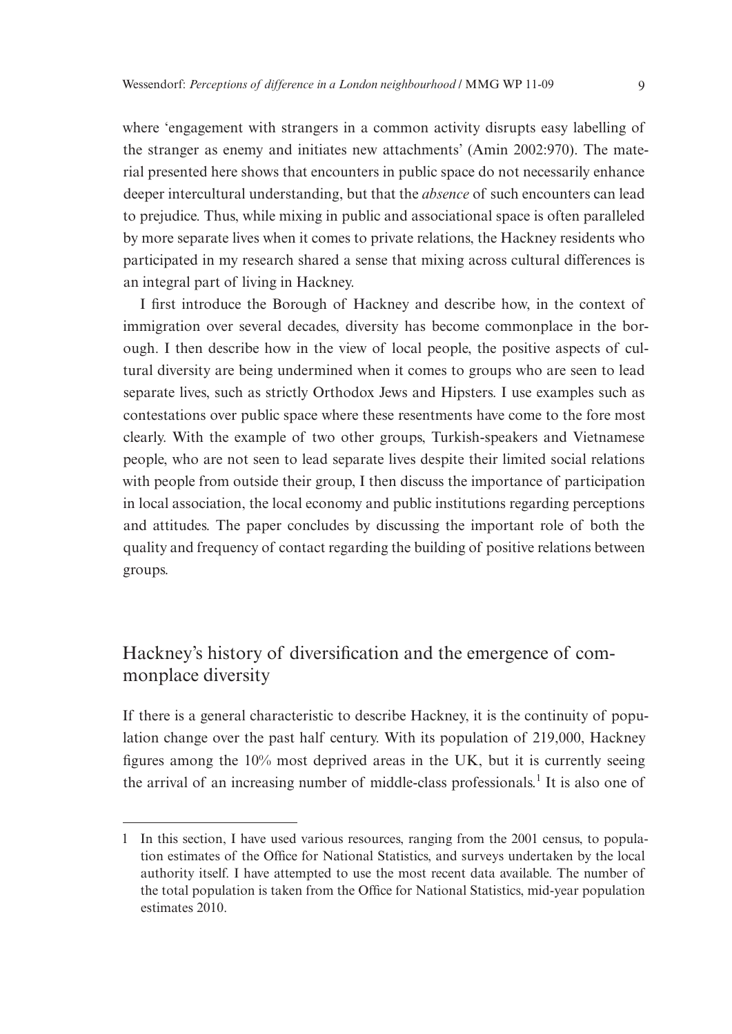where 'engagement with strangers in a common activity disrupts easy labelling of the stranger as enemy and initiates new attachments' (Amin 2002:970). The material presented here shows that encounters in public space do not necessarily enhance deeper intercultural understanding, but that the *absence* of such encounters can lead to prejudice. Thus, while mixing in public and associational space is often paralleled by more separate lives when it comes to private relations, the Hackney residents who participated in my research shared a sense that mixing across cultural differences is an integral part of living in Hackney.

I first introduce the Borough of Hackney and describe how, in the context of immigration over several decades, diversity has become commonplace in the borough. I then describe how in the view of local people, the positive aspects of cultural diversity are being undermined when it comes to groups who are seen to lead separate lives, such as strictly Orthodox Jews and Hipsters. I use examples such as contestations over public space where these resentments have come to the fore most clearly. With the example of two other groups, Turkish-speakers and Vietnamese people, who are not seen to lead separate lives despite their limited social relations with people from outside their group, I then discuss the importance of participation in local association, the local economy and public institutions regarding perceptions and attitudes. The paper concludes by discussing the important role of both the quality and frequency of contact regarding the building of positive relations between groups.

## Hackney's history of diversification and the emergence of commonplace diversity

If there is a general characteristic to describe Hackney, it is the continuity of population change over the past half century. With its population of 219,000, Hackney figures among the 10% most deprived areas in the UK, but it is currently seeing the arrival of an increasing number of middle-class professionals.[1] It is also one of

---

1 In this section, I have used various resources, ranging from the 2001 census, to population estimates of the Office for National Statistics, and surveys undertaken by the local authority itself. I have attempted to use the most recent data available. The number of the total population is taken from the Office for National Statistics, mid-year population estimates 2010.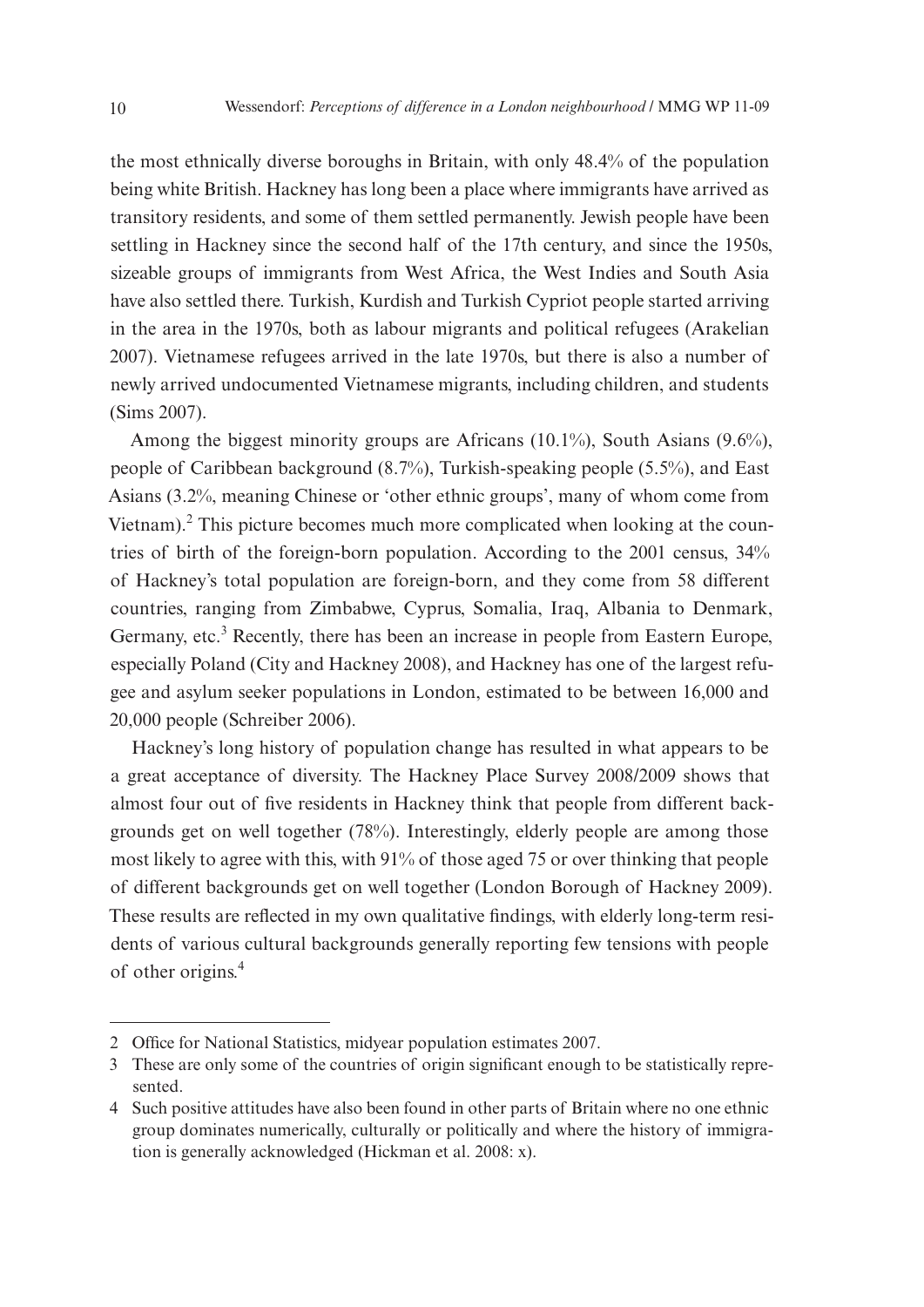the most ethnically diverse boroughs in Britain, with only 48.4% of the population being white British. Hackney has long been a place where immigrants have arrived as transitory residents, and some of them settled permanently. Jewish people have been settling in Hackney since the second half of the 17th century, and since the 1950s, sizeable groups of immigrants from West Africa, the West Indies and South Asia have also settled there. Turkish, Kurdish and Turkish Cypriot people started arriving in the area in the 1970s, both as labour migrants and political refugees (Arakelian 2007). Vietnamese refugees arrived in the late 1970s, but there is also a number of newly arrived undocumented Vietnamese migrants, including children, and students (Sims 2007).

Among the biggest minority groups are Africans (10.1%), South Asians (9.6%), people of Caribbean background (8.7%), Turkish-speaking people (5.5%), and East Asians (3.2%, meaning Chinese or 'other ethnic groups', many of whom come from Vietnam).[2] This picture becomes much more complicated when looking at the countries of birth of the foreign-born population. According to the 2001 census, 34% of Hackney's total population are foreign-born, and they come from 58 different countries, ranging from Zimbabwe, Cyprus, Somalia, Iraq, Albania to Denmark, Germany, etc.[3] Recently, there has been an increase in people from Eastern Europe, especially Poland (City and Hackney 2008), and Hackney has one of the largest refugee and asylum seeker populations in London, estimated to be between 16,000 and 20,000 people (Schreiber 2006).

Hackney's long history of population change has resulted in what appears to be a great acceptance of diversity. The Hackney Place Survey 2008/2009 shows that almost four out of five residents in Hackney think that people from different backgrounds get on well together (78%). Interestingly, elderly people are among those most likely to agree with this, with 91% of those aged 75 or over thinking that people of different backgrounds get on well together (London Borough of Hackney 2009). These results are reflected in my own qualitative findings, with elderly long-term residents of various cultural backgrounds generally reporting few tensions with people of other origins.[4]

---

2 Office for National Statistics, midyear population estimates 2007.

3 These are only some of the countries of origin significant enough to be statistically represented.

4 Such positive attitudes have also been found in other parts of Britain where no one ethnic group dominates numerically, culturally or politically and where the history of immigration is generally acknowledged (Hickman et al. 2008: x).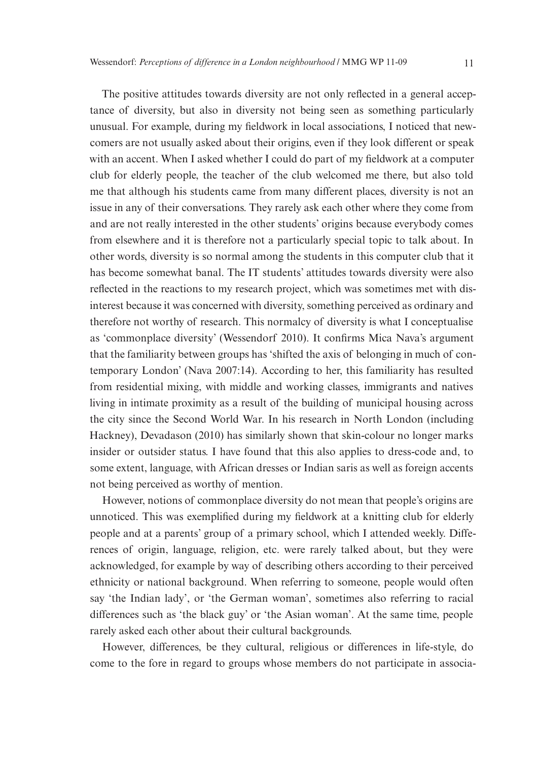The positive attitudes towards diversity are not only reflected in a general acceptance of diversity, but also in diversity not being seen as something particularly unusual. For example, during my fieldwork in local associations, I noticed that newcomers are not usually asked about their origins, even if they look different or speak with an accent. When I asked whether I could do part of my fieldwork at a computer club for elderly people, the teacher of the club welcomed me there, but also told me that although his students came from many different places, diversity is not an issue in any of their conversations. They rarely ask each other where they come from and are not really interested in the other students' origins because everybody comes from elsewhere and it is therefore not a particularly special topic to talk about. In other words, diversity is so normal among the students in this computer club that it has become somewhat banal. The IT students' attitudes towards diversity were also reflected in the reactions to my research project, which was sometimes met with disinterest because it was concerned with diversity, something perceived as ordinary and therefore not worthy of research. This normalcy of diversity is what I conceptualise as 'commonplace diversity' (Wessendorf 2010). It confirms Mica Nava's argument that the familiarity between groups has 'shifted the axis of belonging in much of contemporary London' (Nava 2007:14). According to her, this familiarity has resulted from residential mixing, with middle and working classes, immigrants and natives living in intimate proximity as a result of the building of municipal housing across the city since the Second World War. In his research in North London (including Hackney), Devadason (2010) has similarly shown that skin-colour no longer marks insider or outsider status. I have found that this also applies to dress-code and, to some extent, language, with African dresses or Indian saris as well as foreign accents not being perceived as worthy of mention.

However, notions of commonplace diversity do not mean that people's origins are unnoticed. This was exemplified during my fieldwork at a knitting club for elderly people and at a parents' group of a primary school, which I attended weekly. Differences of origin, language, religion, etc. were rarely talked about, but they were acknowledged, for example by way of describing others according to their perceived ethnicity or national background. When referring to someone, people would often say 'the Indian lady', or 'the German woman', sometimes also referring to racial differences such as 'the black guy' or 'the Asian woman'. At the same time, people rarely asked each other about their cultural backgrounds.

However, differences, be they cultural, religious or differences in life-style, do come to the fore in regard to groups whose members do not participate in associa-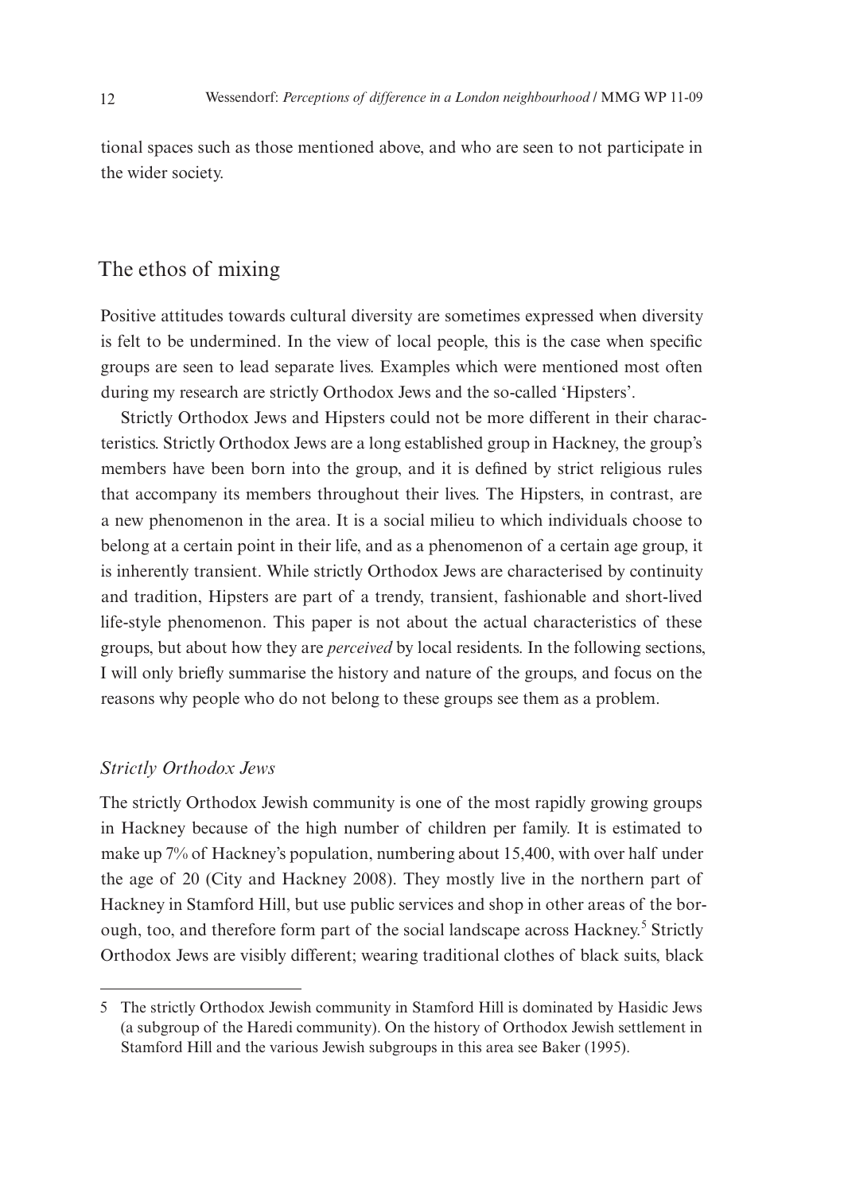tional spaces such as those mentioned above, and who are seen to not participate in the wider society.

## The ethos of mixing

Positive attitudes towards cultural diversity are sometimes expressed when diversity is felt to be undermined. In the view of local people, this is the case when specific groups are seen to lead separate lives. Examples which were mentioned most often during my research are strictly Orthodox Jews and the so-called 'Hipsters'.

Strictly Orthodox Jews and Hipsters could not be more different in their characteristics. Strictly Orthodox Jews are a long established group in Hackney, the group's members have been born into the group, and it is defined by strict religious rules that accompany its members throughout their lives. The Hipsters, in contrast, are a new phenomenon in the area. It is a social milieu to which individuals choose to belong at a certain point in their life, and as a phenomenon of a certain age group, it is inherently transient. While strictly Orthodox Jews are characterised by continuity and tradition, Hipsters are part of a trendy, transient, fashionable and short-lived life-style phenomenon. This paper is not about the actual characteristics of these groups, but about how they are *perceived* by local residents. In the following sections, I will only briefly summarise the history and nature of the groups, and focus on the reasons why people who do not belong to these groups see them as a problem.

### *Strictly Orthodox Jews*

The strictly Orthodox Jewish community is one of the most rapidly growing groups in Hackney because of the high number of children per family. It is estimated to make up 7% of Hackney's population, numbering about 15,400, with over half under the age of 20 (City and Hackney 2008). They mostly live in the northern part of Hackney in Stamford Hill, but use public services and shop in other areas of the borough, too, and therefore form part of the social landscape across Hackney.[5] Strictly Orthodox Jews are visibly different; wearing traditional clothes of black suits, black

5 The strictly Orthodox Jewish community in Stamford Hill is dominated by Hasidic Jews (a subgroup of the Haredi community). On the history of Orthodox Jewish settlement in Stamford Hill and the various Jewish subgroups in this area see Baker (1995).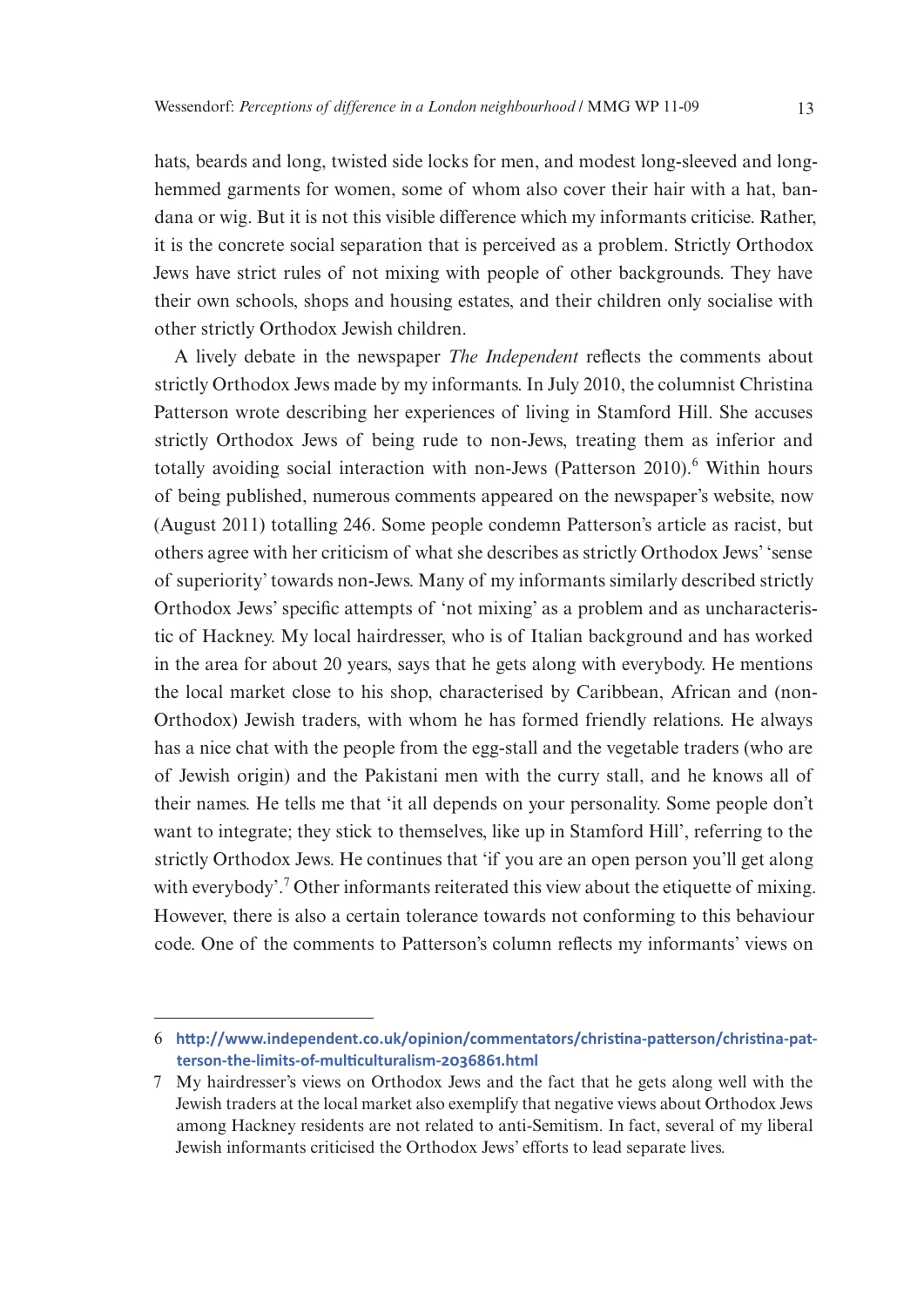hats, beards and long, twisted side locks for men, and modest long-sleeved and long-hemmed garments for women, some of whom also cover their hair with a hat, bandana or wig. But it is not this visible difference which my informants criticise. Rather, it is the concrete social separation that is perceived as a problem. Strictly Orthodox Jews have strict rules of not mixing with people of other backgrounds. They have their own schools, shops and housing estates, and their children only socialise with other strictly Orthodox Jewish children.

A lively debate in the newspaper *The Independent* reflects the comments about strictly Orthodox Jews made by my informants. In July 2010, the columnist Christina Patterson wrote describing her experiences of living in Stamford Hill. She accuses strictly Orthodox Jews of being rude to non-Jews, treating them as inferior and totally avoiding social interaction with non-Jews (Patterson 2010).[6] Within hours of being published, numerous comments appeared on the newspaper's website, now (August 2011) totalling 246. Some people condemn Patterson's article as racist, but others agree with her criticism of what she describes as strictly Orthodox Jews' 'sense of superiority' towards non-Jews. Many of my informants similarly described strictly Orthodox Jews' specific attempts of 'not mixing' as a problem and as uncharacteristic of Hackney. My local hairdresser, who is of Italian background and has worked in the area for about 20 years, says that he gets along with everybody. He mentions the local market close to his shop, characterised by Caribbean, African and (non-Orthodox) Jewish traders, with whom he has formed friendly relations. He always has a nice chat with the people from the egg-stall and the vegetable traders (who are of Jewish origin) and the Pakistani men with the curry stall, and he knows all of their names. He tells me that 'it all depends on your personality. Some people don't want to integrate; they stick to themselves, like up in Stamford Hill', referring to the strictly Orthodox Jews. He continues that 'if you are an open person you'll get along with everybody'.[7] Other informants reiterated this view about the etiquette of mixing. However, there is also a certain tolerance towards not conforming to this behaviour code. One of the comments to Patterson's column reflects my informants' views on

---

6 **http://www.independent.co.uk/opinion/commentators/christina-patterson/christina-patterson-the-limits-of-multiculturalism-2036861.html**

7 My hairdresser's views on Orthodox Jews and the fact that he gets along well with the Jewish traders at the local market also exemplify that negative views about Orthodox Jews among Hackney residents are not related to anti-Semitism. In fact, several of my liberal Jewish informants criticised the Orthodox Jews' efforts to lead separate lives.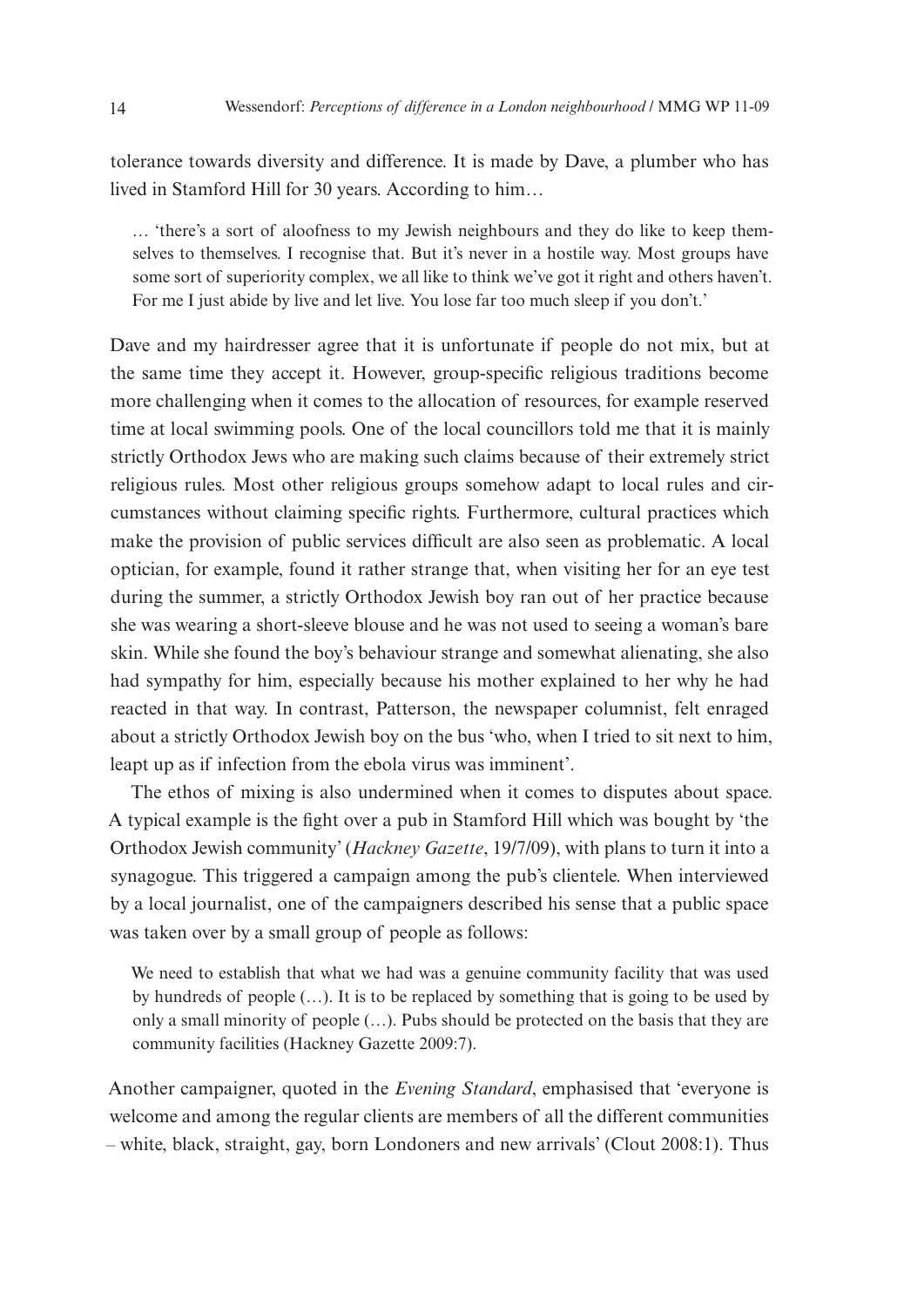tolerance towards diversity and difference. It is made by Dave, a plumber who has lived in Stamford Hill for 30 years. According to him…

> … 'there's a sort of aloofness to my Jewish neighbours and they do like to keep themselves to themselves. I recognise that. But it's never in a hostile way. Most groups have some sort of superiority complex, we all like to think we've got it right and others haven't. For me I just abide by live and let live. You lose far too much sleep if you don't.'

Dave and my hairdresser agree that it is unfortunate if people do not mix, but at the same time they accept it. However, group-specific religious traditions become more challenging when it comes to the allocation of resources, for example reserved time at local swimming pools. One of the local councillors told me that it is mainly strictly Orthodox Jews who are making such claims because of their extremely strict religious rules. Most other religious groups somehow adapt to local rules and circumstances without claiming specific rights. Furthermore, cultural practices which make the provision of public services difficult are also seen as problematic. A local optician, for example, found it rather strange that, when visiting her for an eye test during the summer, a strictly Orthodox Jewish boy ran out of her practice because she was wearing a short-sleeve blouse and he was not used to seeing a woman's bare skin. While she found the boy's behaviour strange and somewhat alienating, she also had sympathy for him, especially because his mother explained to her why he had reacted in that way. In contrast, Patterson, the newspaper columnist, felt enraged about a strictly Orthodox Jewish boy on the bus 'who, when I tried to sit next to him, leapt up as if infection from the ebola virus was imminent'.

The ethos of mixing is also undermined when it comes to disputes about space. A typical example is the fight over a pub in Stamford Hill which was bought by 'the Orthodox Jewish community' (*Hackney Gazette*, 19/7/09), with plans to turn it into a synagogue. This triggered a campaign among the pub's clientele. When interviewed by a local journalist, one of the campaigners described his sense that a public space was taken over by a small group of people as follows:

> We need to establish that what we had was a genuine community facility that was used by hundreds of people (…). It is to be replaced by something that is going to be used by only a small minority of people (…). Pubs should be protected on the basis that they are community facilities (Hackney Gazette 2009:7).

Another campaigner, quoted in the *Evening Standard*, emphasised that 'everyone is welcome and among the regular clients are members of all the different communities – white, black, straight, gay, born Londoners and new arrivals' (Clout 2008:1). Thus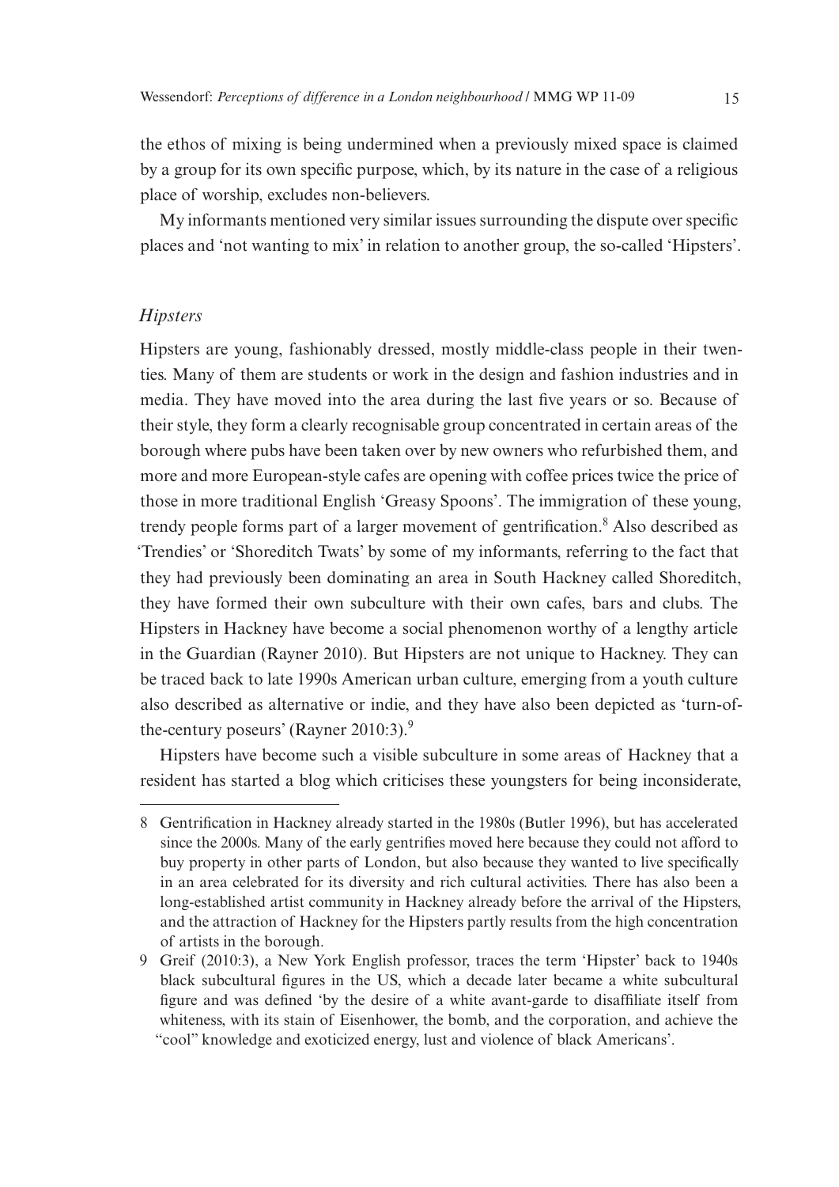the ethos of mixing is being undermined when a previously mixed space is claimed by a group for its own specific purpose, which, by its nature in the case of a religious place of worship, excludes non-believers.

My informants mentioned very similar issues surrounding the dispute over specific places and 'not wanting to mix' in relation to another group, the so-called 'Hipsters'.

### *Hipsters*

Hipsters are young, fashionably dressed, mostly middle-class people in their twenties. Many of them are students or work in the design and fashion industries and in media. They have moved into the area during the last five years or so. Because of their style, they form a clearly recognisable group concentrated in certain areas of the borough where pubs have been taken over by new owners who refurbished them, and more and more European-style cafes are opening with coffee prices twice the price of those in more traditional English 'Greasy Spoons'. The immigration of these young, trendy people forms part of a larger movement of gentrification.[8] Also described as 'Trendies' or 'Shoreditch Twats' by some of my informants, referring to the fact that they had previously been dominating an area in South Hackney called Shoreditch, they have formed their own subculture with their own cafes, bars and clubs. The Hipsters in Hackney have become a social phenomenon worthy of a lengthy article in the Guardian (Rayner 2010). But Hipsters are not unique to Hackney. They can be traced back to late 1990s American urban culture, emerging from a youth culture also described as alternative or indie, and they have also been depicted as 'turn-of-the-century poseurs' (Rayner 2010:3).[9]

Hipsters have become such a visible subculture in some areas of Hackney that a resident has started a blog which criticises these youngsters for being inconsiderate,

---

8 Gentrification in Hackney already started in the 1980s (Butler 1996), but has accelerated since the 2000s. Many of the early gentrifies moved here because they could not afford to buy property in other parts of London, but also because they wanted to live specifically in an area celebrated for its diversity and rich cultural activities. There has also been a long-established artist community in Hackney already before the arrival of the Hipsters, and the attraction of Hackney for the Hipsters partly results from the high concentration of artists in the borough.

9 Greif (2010:3), a New York English professor, traces the term 'Hipster' back to 1940s black subcultural figures in the US, which a decade later became a white subcultural figure and was defined 'by the desire of a white avant-garde to disaffiliate itself from whiteness, with its stain of Eisenhower, the bomb, and the corporation, and achieve the "cool" knowledge and exoticized energy, lust and violence of black Americans'.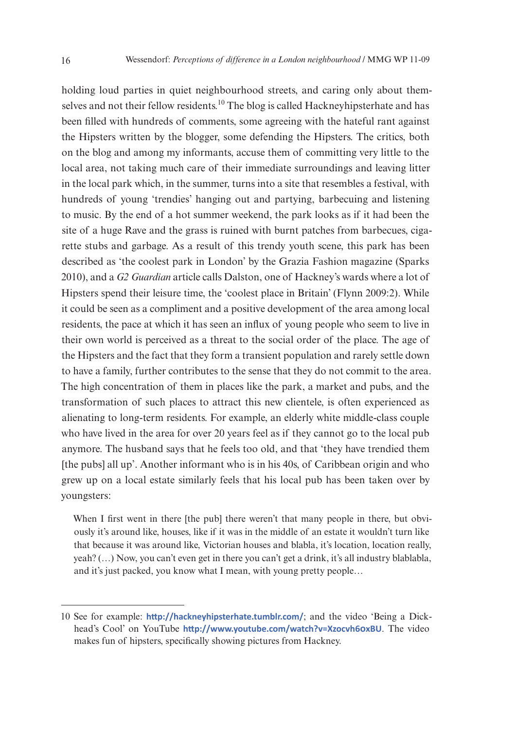holding loud parties in quiet neighbourhood streets, and caring only about themselves and not their fellow residents.[10] The blog is called Hackneyhipsterhate and has been filled with hundreds of comments, some agreeing with the hateful rant against the Hipsters written by the blogger, some defending the Hipsters. The critics, both on the blog and among my informants, accuse them of committing very little to the local area, not taking much care of their immediate surroundings and leaving litter in the local park which, in the summer, turns into a site that resembles a festival, with hundreds of young 'trendies' hanging out and partying, barbecuing and listening to music. By the end of a hot summer weekend, the park looks as if it had been the site of a huge Rave and the grass is ruined with burnt patches from barbecues, cigarette stubs and garbage. As a result of this trendy youth scene, this park has been described as 'the coolest park in London' by the Grazia Fashion magazine (Sparks 2010), and a *G2 Guardian* article calls Dalston, one of Hackney's wards where a lot of Hipsters spend their leisure time, the 'coolest place in Britain' (Flynn 2009:2). While it could be seen as a compliment and a positive development of the area among local residents, the pace at which it has seen an influx of young people who seem to live in their own world is perceived as a threat to the social order of the place. The age of the Hipsters and the fact that they form a transient population and rarely settle down to have a family, further contributes to the sense that they do not commit to the area. The high concentration of them in places like the park, a market and pubs, and the transformation of such places to attract this new clientele, is often experienced as alienating to long-term residents. For example, an elderly white middle-class couple who have lived in the area for over 20 years feel as if they cannot go to the local pub anymore. The husband says that he feels too old, and that 'they have trendied them [the pubs] all up'. Another informant who is in his 40s, of Caribbean origin and who grew up on a local estate similarly feels that his local pub has been taken over by youngsters:

> When I first went in there [the pub] there weren't that many people in there, but obviously it's around like, houses, like if it was in the middle of an estate it wouldn't turn like that because it was around like, Victorian houses and blabla, it's location, location really, yeah? (…) Now, you can't even get in there you can't get a drink, it's all industry blablabla, and it's just packed, you know what I mean, with young pretty people…

---

10 See for example: **http://hackneyhipsterhate.tumblr.com/**; and the video 'Being a Dickhead's Cool' on YouTube **http://www.youtube.com/watch?v=Xzocvh6oxBU**. The video makes fun of hipsters, specifically showing pictures from Hackney.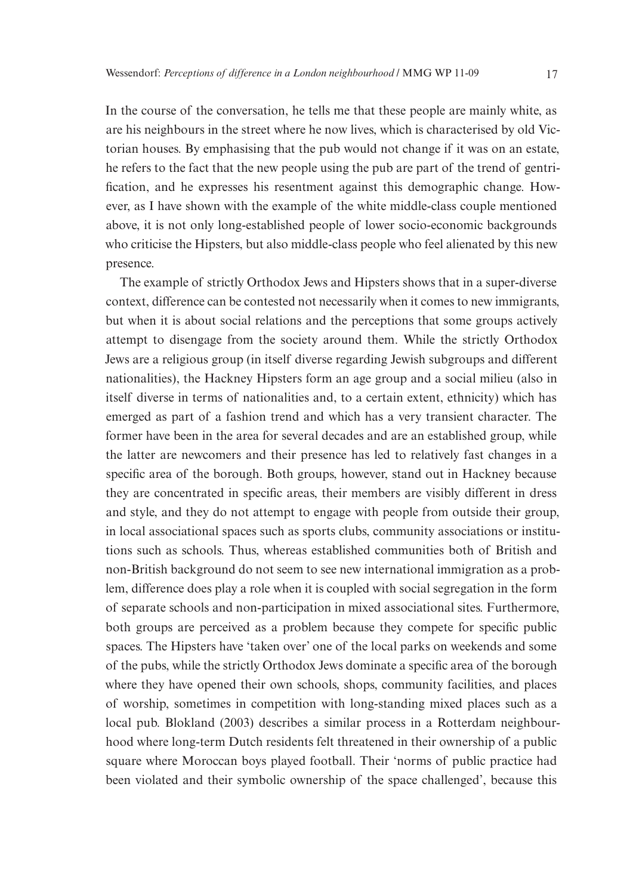In the course of the conversation, he tells me that these people are mainly white, as are his neighbours in the street where he now lives, which is characterised by old Victorian houses. By emphasising that the pub would not change if it was on an estate, he refers to the fact that the new people using the pub are part of the trend of gentrification, and he expresses his resentment against this demographic change. However, as I have shown with the example of the white middle-class couple mentioned above, it is not only long-established people of lower socio-economic backgrounds who criticise the Hipsters, but also middle-class people who feel alienated by this new presence.

The example of strictly Orthodox Jews and Hipsters shows that in a super-diverse context, difference can be contested not necessarily when it comes to new immigrants, but when it is about social relations and the perceptions that some groups actively attempt to disengage from the society around them. While the strictly Orthodox Jews are a religious group (in itself diverse regarding Jewish subgroups and different nationalities), the Hackney Hipsters form an age group and a social milieu (also in itself diverse in terms of nationalities and, to a certain extent, ethnicity) which has emerged as part of a fashion trend and which has a very transient character. The former have been in the area for several decades and are an established group, while the latter are newcomers and their presence has led to relatively fast changes in a specific area of the borough. Both groups, however, stand out in Hackney because they are concentrated in specific areas, their members are visibly different in dress and style, and they do not attempt to engage with people from outside their group, in local associational spaces such as sports clubs, community associations or institutions such as schools. Thus, whereas established communities both of British and non-British background do not seem to see new international immigration as a problem, difference does play a role when it is coupled with social segregation in the form of separate schools and non-participation in mixed associational sites. Furthermore, both groups are perceived as a problem because they compete for specific public spaces. The Hipsters have 'taken over' one of the local parks on weekends and some of the pubs, while the strictly Orthodox Jews dominate a specific area of the borough where they have opened their own schools, shops, community facilities, and places of worship, sometimes in competition with long-standing mixed places such as a local pub. Blokland (2003) describes a similar process in a Rotterdam neighbourhood where long-term Dutch residents felt threatened in their ownership of a public square where Moroccan boys played football. Their 'norms of public practice had been violated and their symbolic ownership of the space challenged', because this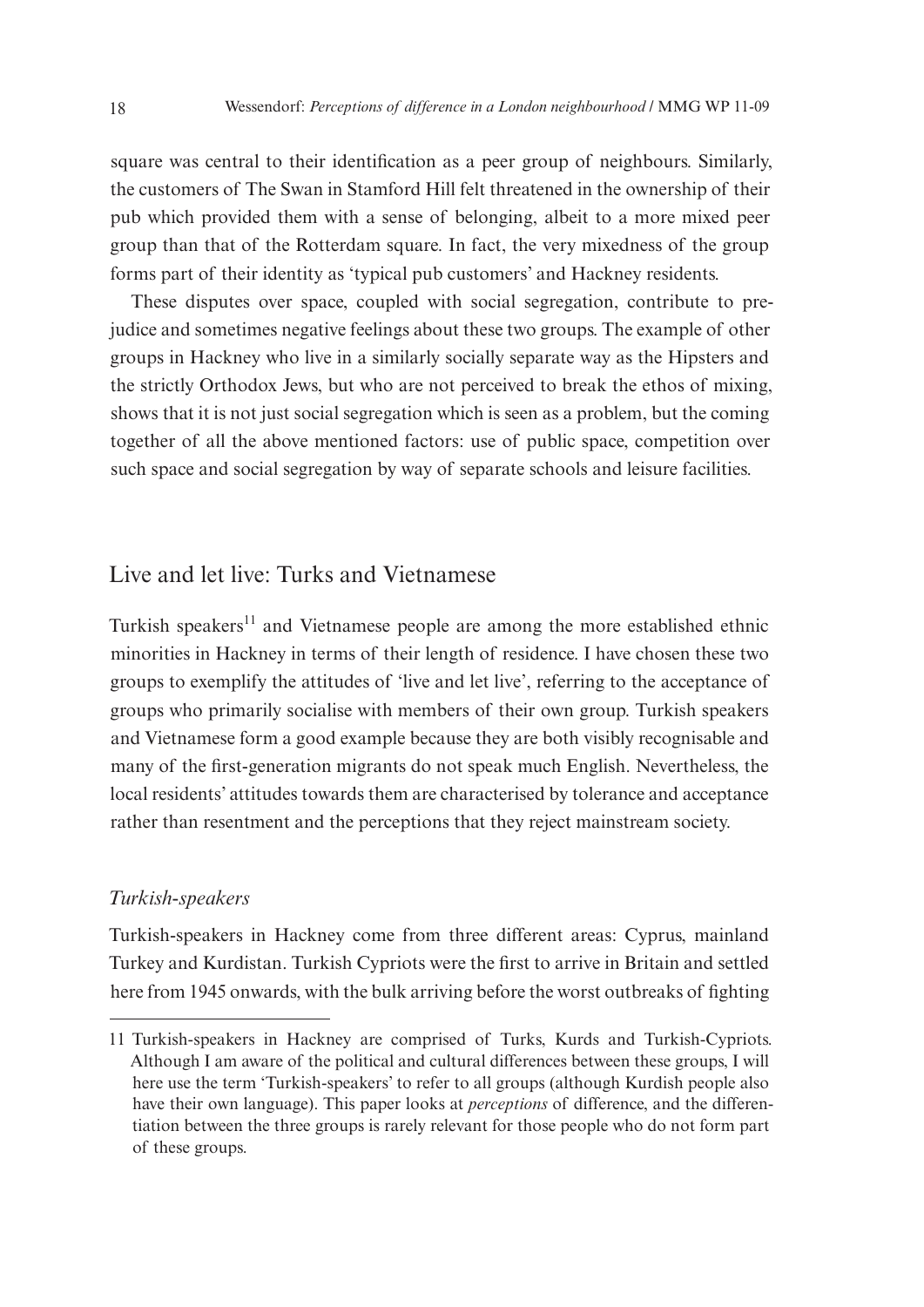square was central to their identification as a peer group of neighbours. Similarly, the customers of The Swan in Stamford Hill felt threatened in the ownership of their pub which provided them with a sense of belonging, albeit to a more mixed peer group than that of the Rotterdam square. In fact, the very mixedness of the group forms part of their identity as 'typical pub customers' and Hackney residents.

These disputes over space, coupled with social segregation, contribute to prejudice and sometimes negative feelings about these two groups. The example of other groups in Hackney who live in a similarly socially separate way as the Hipsters and the strictly Orthodox Jews, but who are not perceived to break the ethos of mixing, shows that it is not just social segregation which is seen as a problem, but the coming together of all the above mentioned factors: use of public space, competition over such space and social segregation by way of separate schools and leisure facilities.

## Live and let live: Turks and Vietnamese

Turkish speakers[11] and Vietnamese people are among the more established ethnic minorities in Hackney in terms of their length of residence. I have chosen these two groups to exemplify the attitudes of 'live and let live', referring to the acceptance of groups who primarily socialise with members of their own group. Turkish speakers and Vietnamese form a good example because they are both visibly recognisable and many of the first-generation migrants do not speak much English. Nevertheless, the local residents' attitudes towards them are characterised by tolerance and acceptance rather than resentment and the perceptions that they reject mainstream society.

### *Turkish-speakers*

Turkish-speakers in Hackney come from three different areas: Cyprus, mainland Turkey and Kurdistan. Turkish Cypriots were the first to arrive in Britain and settled here from 1945 onwards, with the bulk arriving before the worst outbreaks of fighting

---

11 Turkish-speakers in Hackney are comprised of Turks, Kurds and Turkish-Cypriots. Although I am aware of the political and cultural differences between these groups, I will here use the term 'Turkish-speakers' to refer to all groups (although Kurdish people also have their own language). This paper looks at *perceptions* of difference, and the differentiation between the three groups is rarely relevant for those people who do not form part of these groups.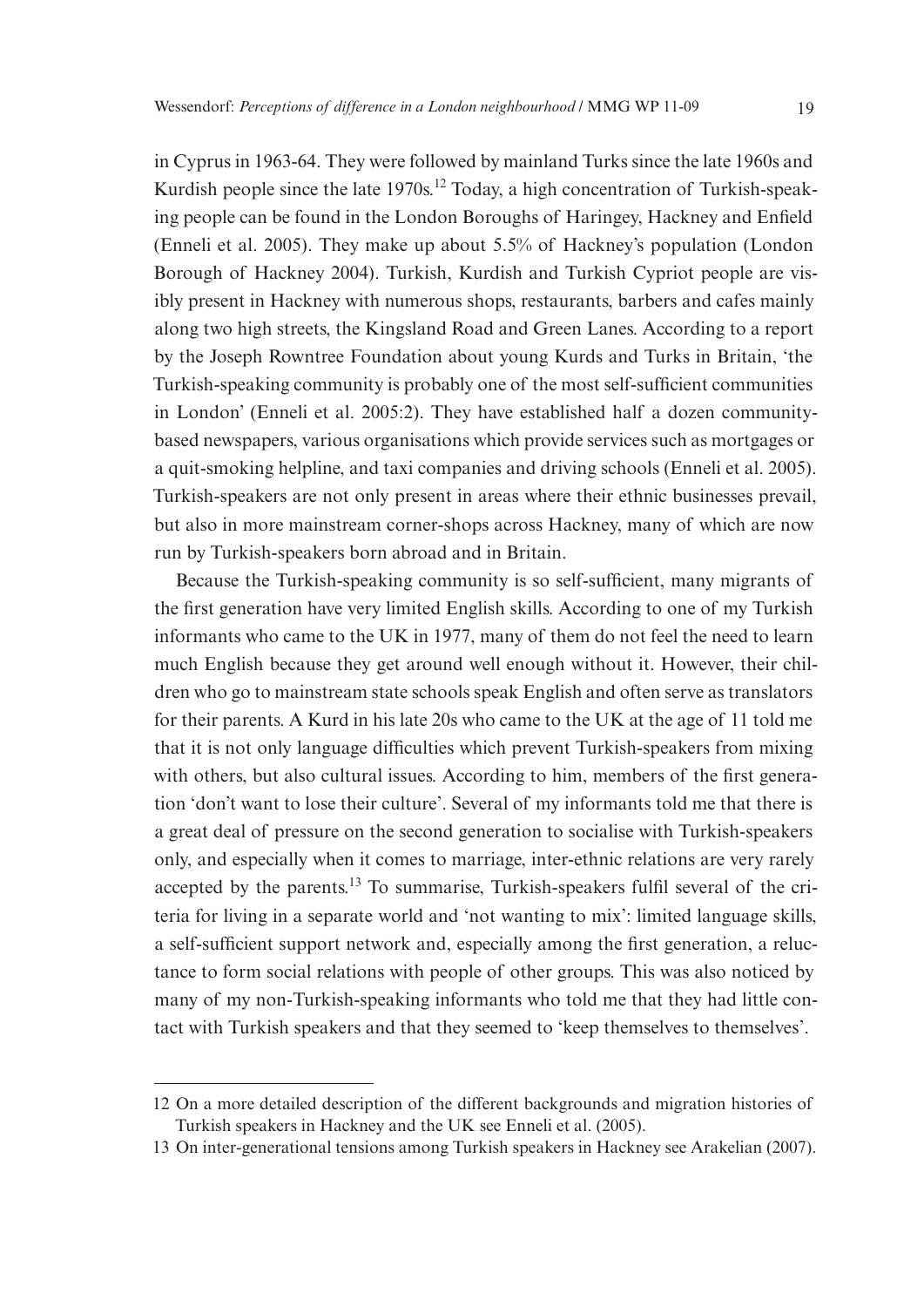in Cyprus in 1963-64. They were followed by mainland Turks since the late 1960s and Kurdish people since the late 1970s.[12] Today, a high concentration of Turkish-speaking people can be found in the London Boroughs of Haringey, Hackney and Enfield (Enneli et al. 2005). They make up about 5.5% of Hackney's population (London Borough of Hackney 2004). Turkish, Kurdish and Turkish Cypriot people are visibly present in Hackney with numerous shops, restaurants, barbers and cafes mainly along two high streets, the Kingsland Road and Green Lanes. According to a report by the Joseph Rowntree Foundation about young Kurds and Turks in Britain, 'the Turkish-speaking community is probably one of the most self-sufficient communities in London' (Enneli et al. 2005:2). They have established half a dozen community-based newspapers, various organisations which provide services such as mortgages or a quit-smoking helpline, and taxi companies and driving schools (Enneli et al. 2005). Turkish-speakers are not only present in areas where their ethnic businesses prevail, but also in more mainstream corner-shops across Hackney, many of which are now run by Turkish-speakers born abroad and in Britain.

Because the Turkish-speaking community is so self-sufficient, many migrants of the first generation have very limited English skills. According to one of my Turkish informants who came to the UK in 1977, many of them do not feel the need to learn much English because they get around well enough without it. However, their children who go to mainstream state schools speak English and often serve as translators for their parents. A Kurd in his late 20s who came to the UK at the age of 11 told me that it is not only language difficulties which prevent Turkish-speakers from mixing with others, but also cultural issues. According to him, members of the first generation 'don't want to lose their culture'. Several of my informants told me that there is a great deal of pressure on the second generation to socialise with Turkish-speakers only, and especially when it comes to marriage, inter-ethnic relations are very rarely accepted by the parents.[13] To summarise, Turkish-speakers fulfil several of the criteria for living in a separate world and 'not wanting to mix': limited language skills, a self-sufficient support network and, especially among the first generation, a reluctance to form social relations with people of other groups. This was also noticed by many of my non-Turkish-speaking informants who told me that they had little contact with Turkish speakers and that they seemed to 'keep themselves to themselves'.

---

12 On a more detailed description of the different backgrounds and migration histories of Turkish speakers in Hackney and the UK see Enneli et al. (2005).

13 On inter-generational tensions among Turkish speakers in Hackney see Arakelian (2007).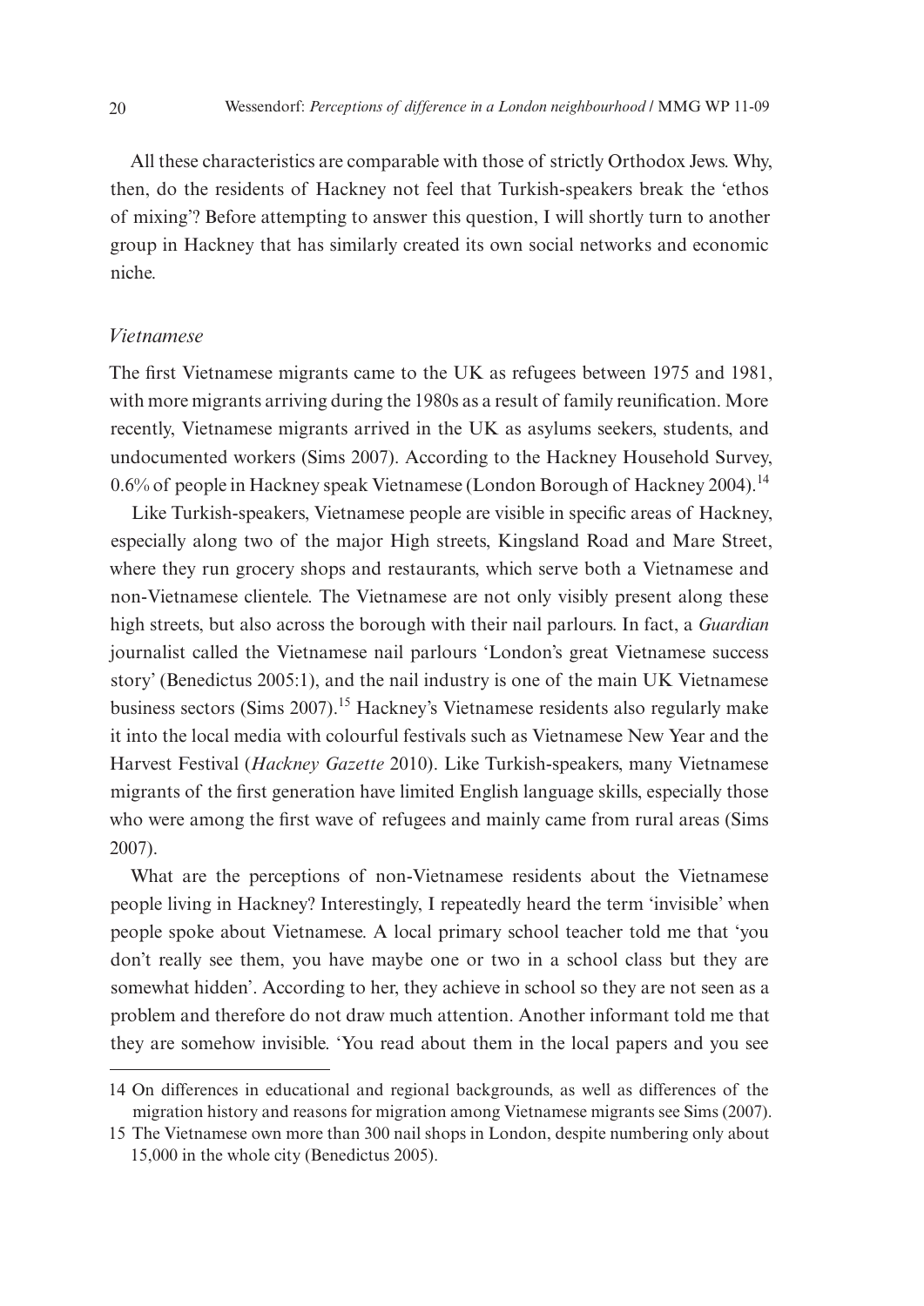All these characteristics are comparable with those of strictly Orthodox Jews. Why, then, do the residents of Hackney not feel that Turkish-speakers break the 'ethos of mixing'? Before attempting to answer this question, I will shortly turn to another group in Hackney that has similarly created its own social networks and economic niche.

### *Vietnamese*

The first Vietnamese migrants came to the UK as refugees between 1975 and 1981, with more migrants arriving during the 1980s as a result of family reunification. More recently, Vietnamese migrants arrived in the UK as asylums seekers, students, and undocumented workers (Sims 2007). According to the Hackney Household Survey, 0.6% of people in Hackney speak Vietnamese (London Borough of Hackney 2004).[14]

Like Turkish-speakers, Vietnamese people are visible in specific areas of Hackney, especially along two of the major High streets, Kingsland Road and Mare Street, where they run grocery shops and restaurants, which serve both a Vietnamese and non-Vietnamese clientele. The Vietnamese are not only visibly present along these high streets, but also across the borough with their nail parlours. In fact, a *Guardian* journalist called the Vietnamese nail parlours 'London's great Vietnamese success story' (Benedictus 2005:1), and the nail industry is one of the main UK Vietnamese business sectors (Sims 2007).[15] Hackney's Vietnamese residents also regularly make it into the local media with colourful festivals such as Vietnamese New Year and the Harvest Festival (*Hackney Gazette* 2010). Like Turkish-speakers, many Vietnamese migrants of the first generation have limited English language skills, especially those who were among the first wave of refugees and mainly came from rural areas (Sims 2007).

What are the perceptions of non-Vietnamese residents about the Vietnamese people living in Hackney? Interestingly, I repeatedly heard the term 'invisible' when people spoke about Vietnamese. A local primary school teacher told me that 'you don't really see them, you have maybe one or two in a school class but they are somewhat hidden'. According to her, they achieve in school so they are not seen as a problem and therefore do not draw much attention. Another informant told me that they are somehow invisible. 'You read about them in the local papers and you see

---

14 On differences in educational and regional backgrounds, as well as differences of the migration history and reasons for migration among Vietnamese migrants see Sims (2007).

15 The Vietnamese own more than 300 nail shops in London, despite numbering only about 15,000 in the whole city (Benedictus 2005).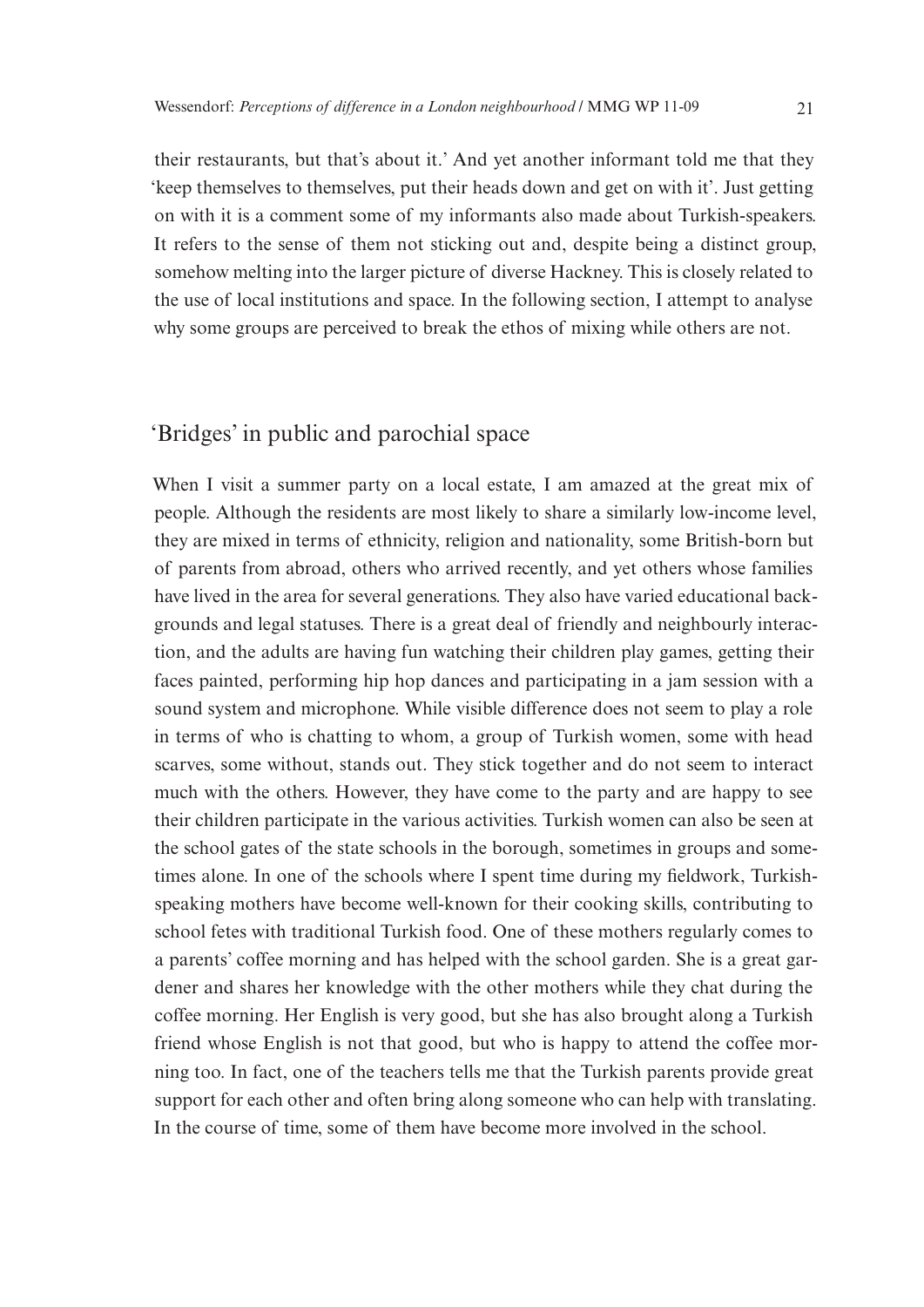their restaurants, but that's about it.' And yet another informant told me that they 'keep themselves to themselves, put their heads down and get on with it'. Just getting on with it is a comment some of my informants also made about Turkish-speakers. It refers to the sense of them not sticking out and, despite being a distinct group, somehow melting into the larger picture of diverse Hackney. This is closely related to the use of local institutions and space. In the following section, I attempt to analyse why some groups are perceived to break the ethos of mixing while others are not.

## 'Bridges' in public and parochial space

When I visit a summer party on a local estate, I am amazed at the great mix of people. Although the residents are most likely to share a similarly low-income level, they are mixed in terms of ethnicity, religion and nationality, some British-born but of parents from abroad, others who arrived recently, and yet others whose families have lived in the area for several generations. They also have varied educational backgrounds and legal statuses. There is a great deal of friendly and neighbourly interaction, and the adults are having fun watching their children play games, getting their faces painted, performing hip hop dances and participating in a jam session with a sound system and microphone. While visible difference does not seem to play a role in terms of who is chatting to whom, a group of Turkish women, some with head scarves, some without, stands out. They stick together and do not seem to interact much with the others. However, they have come to the party and are happy to see their children participate in the various activities. Turkish women can also be seen at the school gates of the state schools in the borough, sometimes in groups and sometimes alone. In one of the schools where I spent time during my fieldwork, Turkish-speaking mothers have become well-known for their cooking skills, contributing to school fetes with traditional Turkish food. One of these mothers regularly comes to a parents' coffee morning and has helped with the school garden. She is a great gardener and shares her knowledge with the other mothers while they chat during the coffee morning. Her English is very good, but she has also brought along a Turkish friend whose English is not that good, but who is happy to attend the coffee morning too. In fact, one of the teachers tells me that the Turkish parents provide great support for each other and often bring along someone who can help with translating. In the course of time, some of them have become more involved in the school.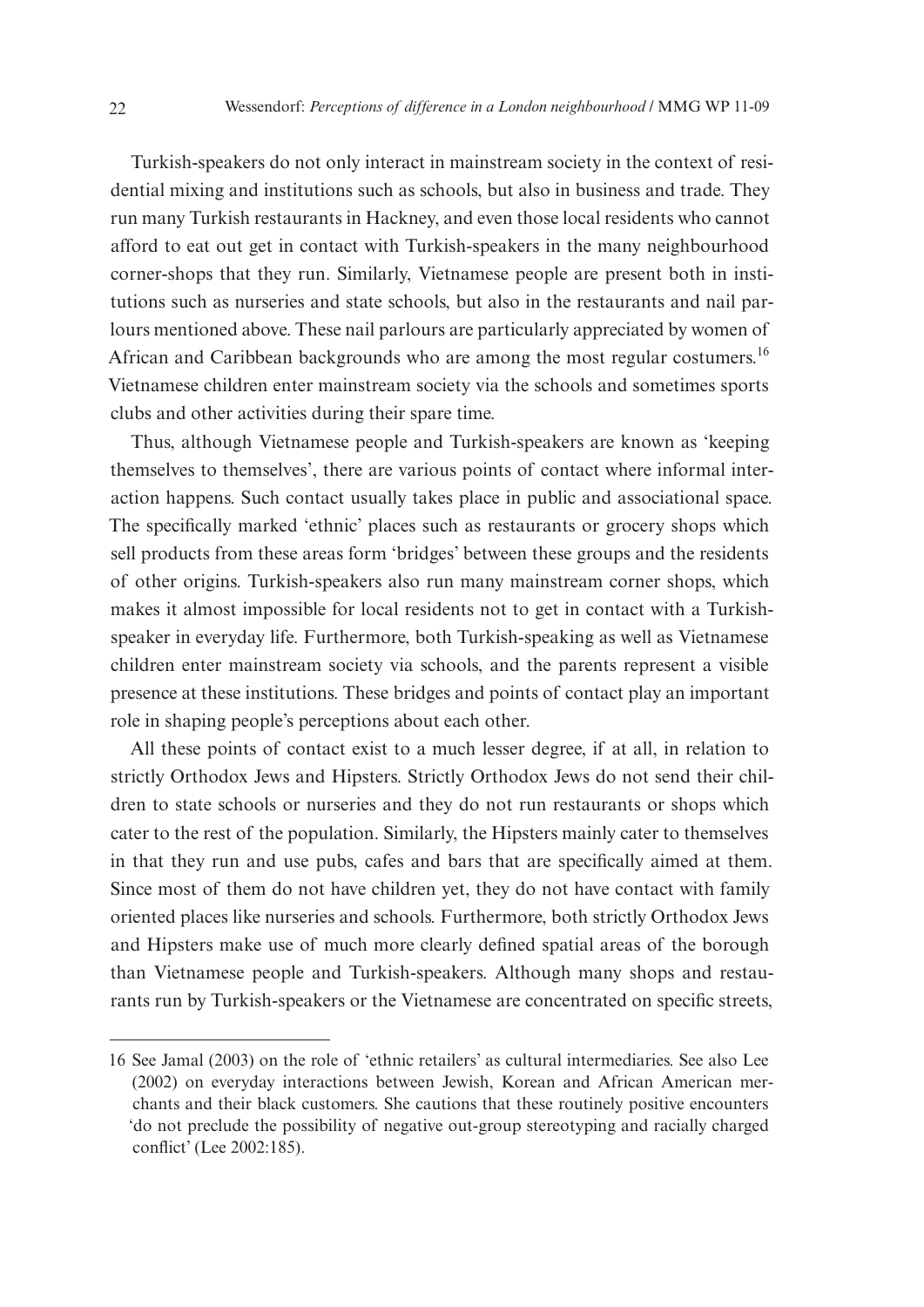Turkish-speakers do not only interact in mainstream society in the context of residential mixing and institutions such as schools, but also in business and trade. They run many Turkish restaurants in Hackney, and even those local residents who cannot afford to eat out get in contact with Turkish-speakers in the many neighbourhood corner-shops that they run. Similarly, Vietnamese people are present both in institutions such as nurseries and state schools, but also in the restaurants and nail parlours mentioned above. These nail parlours are particularly appreciated by women of African and Caribbean backgrounds who are among the most regular costumers.[16] Vietnamese children enter mainstream society via the schools and sometimes sports clubs and other activities during their spare time.

Thus, although Vietnamese people and Turkish-speakers are known as 'keeping themselves to themselves', there are various points of contact where informal interaction happens. Such contact usually takes place in public and associational space. The specifically marked 'ethnic' places such as restaurants or grocery shops which sell products from these areas form 'bridges' between these groups and the residents of other origins. Turkish-speakers also run many mainstream corner shops, which makes it almost impossible for local residents not to get in contact with a Turkish-speaker in everyday life. Furthermore, both Turkish-speaking as well as Vietnamese children enter mainstream society via schools, and the parents represent a visible presence at these institutions. These bridges and points of contact play an important role in shaping people's perceptions about each other.

All these points of contact exist to a much lesser degree, if at all, in relation to strictly Orthodox Jews and Hipsters. Strictly Orthodox Jews do not send their children to state schools or nurseries and they do not run restaurants or shops which cater to the rest of the population. Similarly, the Hipsters mainly cater to themselves in that they run and use pubs, cafes and bars that are specifically aimed at them. Since most of them do not have children yet, they do not have contact with family oriented places like nurseries and schools. Furthermore, both strictly Orthodox Jews and Hipsters make use of much more clearly defined spatial areas of the borough than Vietnamese people and Turkish-speakers. Although many shops and restaurants run by Turkish-speakers or the Vietnamese are concentrated on specific streets,

---

16 See Jamal (2003) on the role of 'ethnic retailers' as cultural intermediaries. See also Lee (2002) on everyday interactions between Jewish, Korean and African American merchants and their black customers. She cautions that these routinely positive encounters 'do not preclude the possibility of negative out-group stereotyping and racially charged conflict' (Lee 2002:185).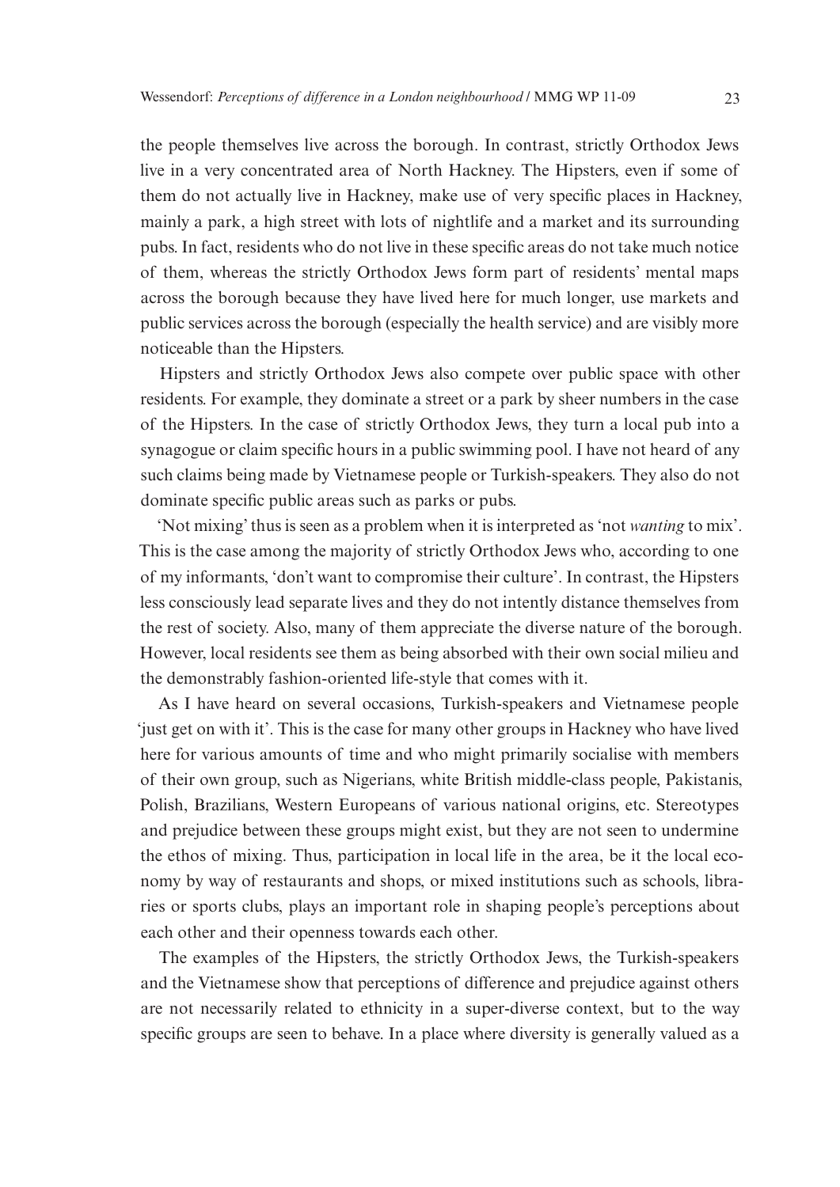the people themselves live across the borough. In contrast, strictly Orthodox Jews live in a very concentrated area of North Hackney. The Hipsters, even if some of them do not actually live in Hackney, make use of very specific places in Hackney, mainly a park, a high street with lots of nightlife and a market and its surrounding pubs. In fact, residents who do not live in these specific areas do not take much notice of them, whereas the strictly Orthodox Jews form part of residents' mental maps across the borough because they have lived here for much longer, use markets and public services across the borough (especially the health service) and are visibly more noticeable than the Hipsters.

Hipsters and strictly Orthodox Jews also compete over public space with other residents. For example, they dominate a street or a park by sheer numbers in the case of the Hipsters. In the case of strictly Orthodox Jews, they turn a local pub into a synagogue or claim specific hours in a public swimming pool. I have not heard of any such claims being made by Vietnamese people or Turkish-speakers. They also do not dominate specific public areas such as parks or pubs.

'Not mixing' thus is seen as a problem when it is interpreted as 'not *wanting* to mix'. This is the case among the majority of strictly Orthodox Jews who, according to one of my informants, 'don't want to compromise their culture'. In contrast, the Hipsters less consciously lead separate lives and they do not intently distance themselves from the rest of society. Also, many of them appreciate the diverse nature of the borough. However, local residents see them as being absorbed with their own social milieu and the demonstrably fashion-oriented life-style that comes with it.

As I have heard on several occasions, Turkish-speakers and Vietnamese people 'just get on with it'. This is the case for many other groups in Hackney who have lived here for various amounts of time and who might primarily socialise with members of their own group, such as Nigerians, white British middle-class people, Pakistanis, Polish, Brazilians, Western Europeans of various national origins, etc. Stereotypes and prejudice between these groups might exist, but they are not seen to undermine the ethos of mixing. Thus, participation in local life in the area, be it the local economy by way of restaurants and shops, or mixed institutions such as schools, libraries or sports clubs, plays an important role in shaping people's perceptions about each other and their openness towards each other.

The examples of the Hipsters, the strictly Orthodox Jews, the Turkish-speakers and the Vietnamese show that perceptions of difference and prejudice against others are not necessarily related to ethnicity in a super-diverse context, but to the way specific groups are seen to behave. In a place where diversity is generally valued as a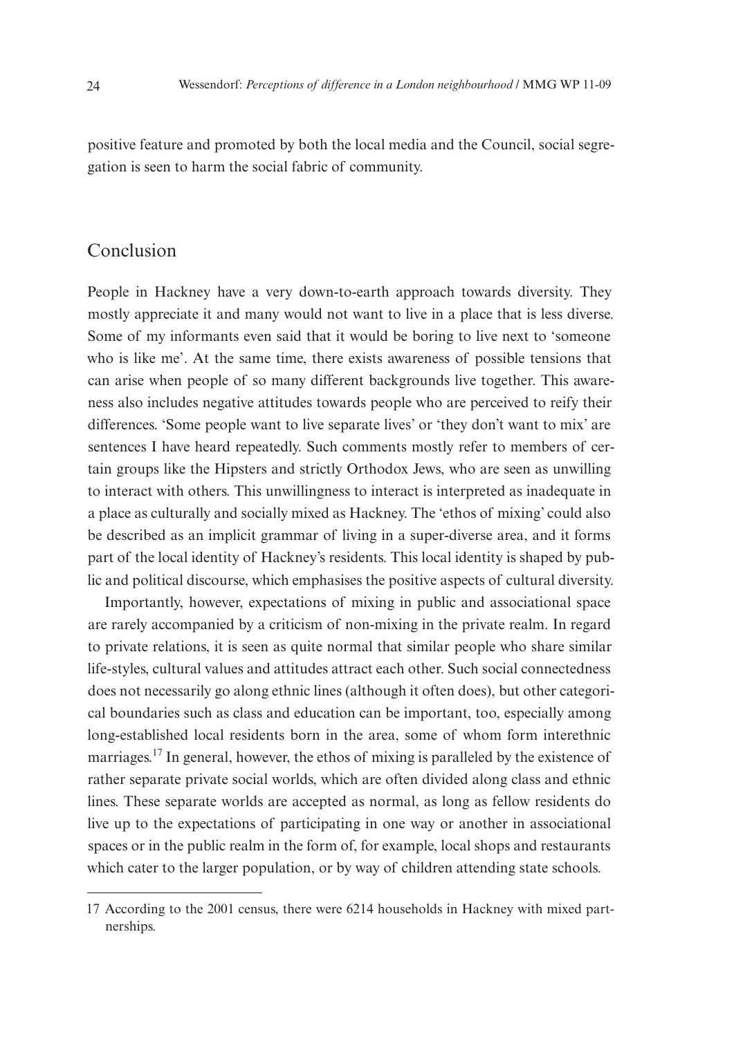positive feature and promoted by both the local media and the Council, social segregation is seen to harm the social fabric of community.

## Conclusion

People in Hackney have a very down-to-earth approach towards diversity. They mostly appreciate it and many would not want to live in a place that is less diverse. Some of my informants even said that it would be boring to live next to 'someone who is like me'. At the same time, there exists awareness of possible tensions that can arise when people of so many different backgrounds live together. This awareness also includes negative attitudes towards people who are perceived to reify their differences. 'Some people want to live separate lives' or 'they don't want to mix' are sentences I have heard repeatedly. Such comments mostly refer to members of certain groups like the Hipsters and strictly Orthodox Jews, who are seen as unwilling to interact with others. This unwillingness to interact is interpreted as inadequate in a place as culturally and socially mixed as Hackney. The 'ethos of mixing' could also be described as an implicit grammar of living in a super-diverse area, and it forms part of the local identity of Hackney's residents. This local identity is shaped by public and political discourse, which emphasises the positive aspects of cultural diversity.

Importantly, however, expectations of mixing in public and associational space are rarely accompanied by a criticism of non-mixing in the private realm. In regard to private relations, it is seen as quite normal that similar people who share similar life-styles, cultural values and attitudes attract each other. Such social connectedness does not necessarily go along ethnic lines (although it often does), but other categorical boundaries such as class and education can be important, too, especially among long-established local residents born in the area, some of whom form interethnic marriages.[17] In general, however, the ethos of mixing is paralleled by the existence of rather separate private social worlds, which are often divided along class and ethnic lines. These separate worlds are accepted as normal, as long as fellow residents do live up to the expectations of participating in one way or another in associational spaces or in the public realm in the form of, for example, local shops and restaurants which cater to the larger population, or by way of children attending state schools.

17 According to the 2001 census, there were 6214 households in Hackney with mixed partnerships.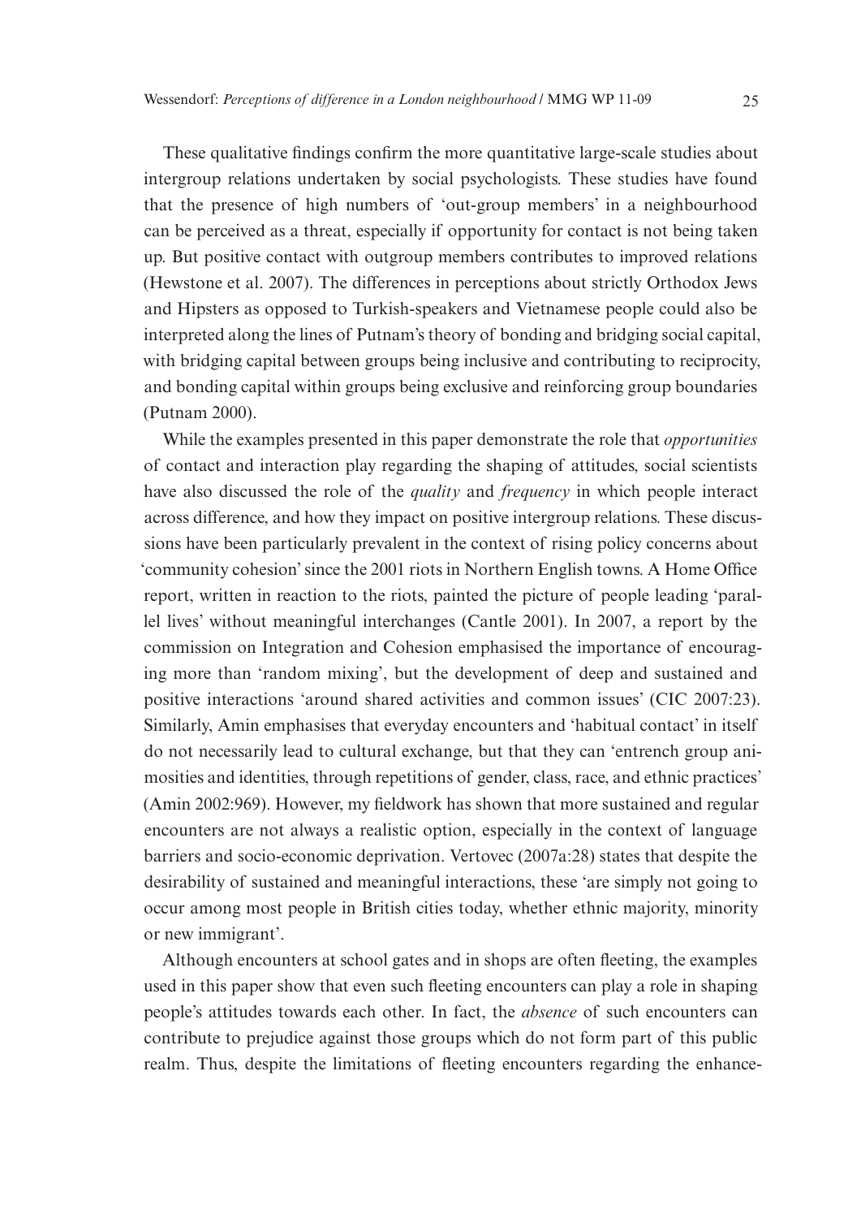These qualitative findings confirm the more quantitative large-scale studies about intergroup relations undertaken by social psychologists. These studies have found that the presence of high numbers of 'out-group members' in a neighbourhood can be perceived as a threat, especially if opportunity for contact is not being taken up. But positive contact with outgroup members contributes to improved relations (Hewstone et al. 2007). The differences in perceptions about strictly Orthodox Jews and Hipsters as opposed to Turkish-speakers and Vietnamese people could also be interpreted along the lines of Putnam's theory of bonding and bridging social capital, with bridging capital between groups being inclusive and contributing to reciprocity, and bonding capital within groups being exclusive and reinforcing group boundaries (Putnam 2000).

While the examples presented in this paper demonstrate the role that *opportunities* of contact and interaction play regarding the shaping of attitudes, social scientists have also discussed the role of the *quality* and *frequency* in which people interact across difference, and how they impact on positive intergroup relations. These discussions have been particularly prevalent in the context of rising policy concerns about 'community cohesion' since the 2001 riots in Northern English towns. A Home Office report, written in reaction to the riots, painted the picture of people leading 'parallel lives' without meaningful interchanges (Cantle 2001). In 2007, a report by the commission on Integration and Cohesion emphasised the importance of encouraging more than 'random mixing', but the development of deep and sustained and positive interactions 'around shared activities and common issues' (CIC 2007:23). Similarly, Amin emphasises that everyday encounters and 'habitual contact' in itself do not necessarily lead to cultural exchange, but that they can 'entrench group animosities and identities, through repetitions of gender, class, race, and ethnic practices' (Amin 2002:969). However, my fieldwork has shown that more sustained and regular encounters are not always a realistic option, especially in the context of language barriers and socio-economic deprivation. Vertovec (2007a:28) states that despite the desirability of sustained and meaningful interactions, these 'are simply not going to occur among most people in British cities today, whether ethnic majority, minority or new immigrant'.

Although encounters at school gates and in shops are often fleeting, the examples used in this paper show that even such fleeting encounters can play a role in shaping people's attitudes towards each other. In fact, the *absence* of such encounters can contribute to prejudice against those groups which do not form part of this public realm. Thus, despite the limitations of fleeting encounters regarding the enhance-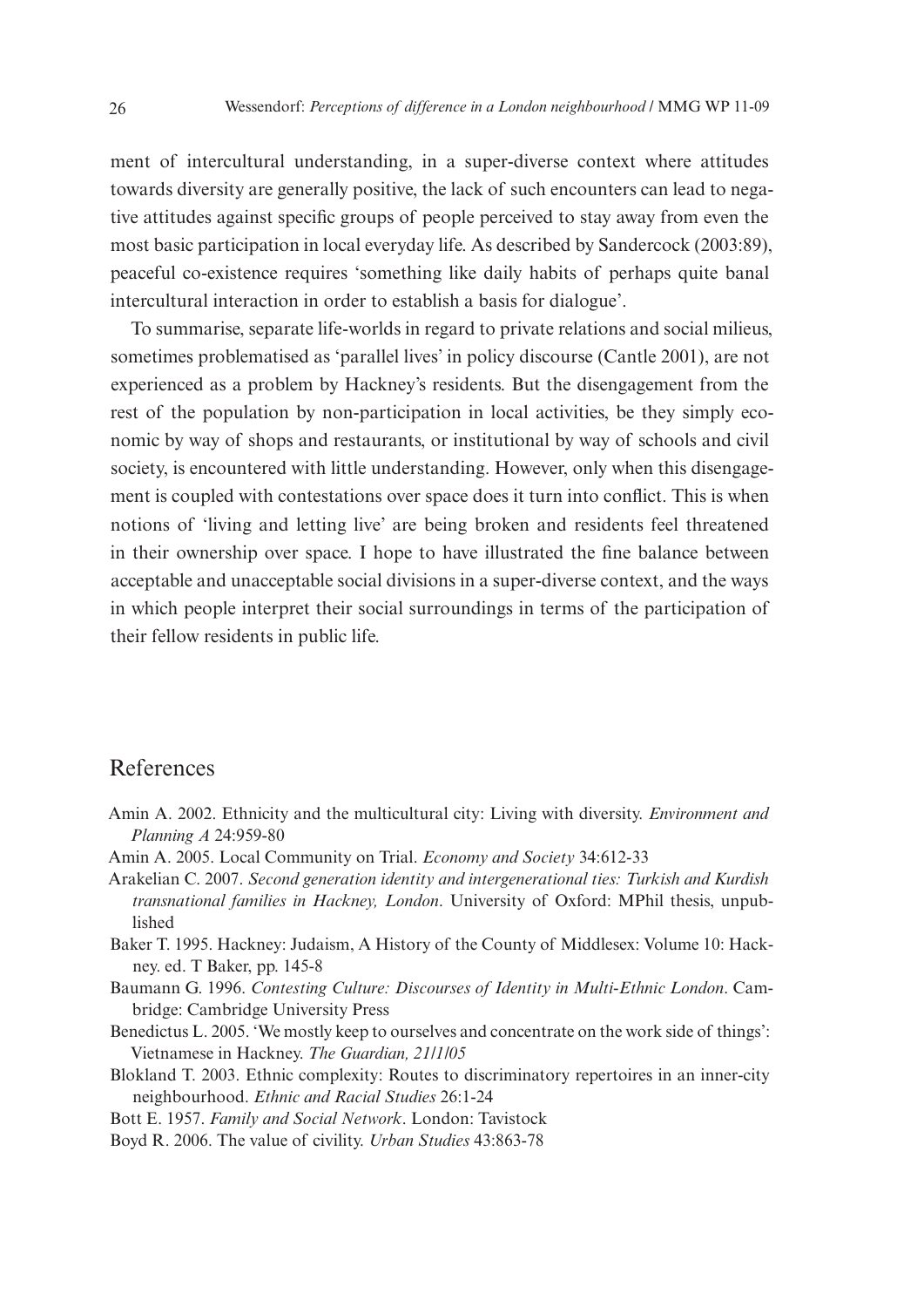ment of intercultural understanding, in a super-diverse context where attitudes towards diversity are generally positive, the lack of such encounters can lead to negative attitudes against specific groups of people perceived to stay away from even the most basic participation in local everyday life. As described by Sandercock (2003:89), peaceful co-existence requires 'something like daily habits of perhaps quite banal intercultural interaction in order to establish a basis for dialogue'.

To summarise, separate life-worlds in regard to private relations and social milieus, sometimes problematised as 'parallel lives' in policy discourse (Cantle 2001), are not experienced as a problem by Hackney's residents. But the disengagement from the rest of the population by non-participation in local activities, be they simply economic by way of shops and restaurants, or institutional by way of schools and civil society, is encountered with little understanding. However, only when this disengagement is coupled with contestations over space does it turn into conflict. This is when notions of 'living and letting live' are being broken and residents feel threatened in their ownership over space. I hope to have illustrated the fine balance between acceptable and unacceptable social divisions in a super-diverse context, and the ways in which people interpret their social surroundings in terms of the participation of their fellow residents in public life.

## References

Amin A. 2002. Ethnicity and the multicultural city: Living with diversity. *Environment and Planning A* 24:959-80

Amin A. 2005. Local Community on Trial. *Economy and Society* 34:612-33

Arakelian C. 2007. *Second generation identity and intergenerational ties: Turkish and Kurdish transnational families in Hackney, London*. University of Oxford: MPhil thesis, unpublished

Baker T. 1995. Hackney: Judaism, A History of the County of Middlesex: Volume 10: Hackney. ed. T Baker, pp. 145-8

Baumann G. 1996. *Contesting Culture: Discourses of Identity in Multi-Ethnic London*. Cambridge: Cambridge University Press

Benedictus L. 2005. 'We mostly keep to ourselves and concentrate on the work side of things': Vietnamese in Hackney. *The Guardian, 21/1/05*

Blokland T. 2003. Ethnic complexity: Routes to discriminatory repertoires in an inner-city neighbourhood. *Ethnic and Racial Studies* 26:1-24

Bott E. 1957. *Family and Social Network*. London: Tavistock

Boyd R. 2006. The value of civility. *Urban Studies* 43:863-78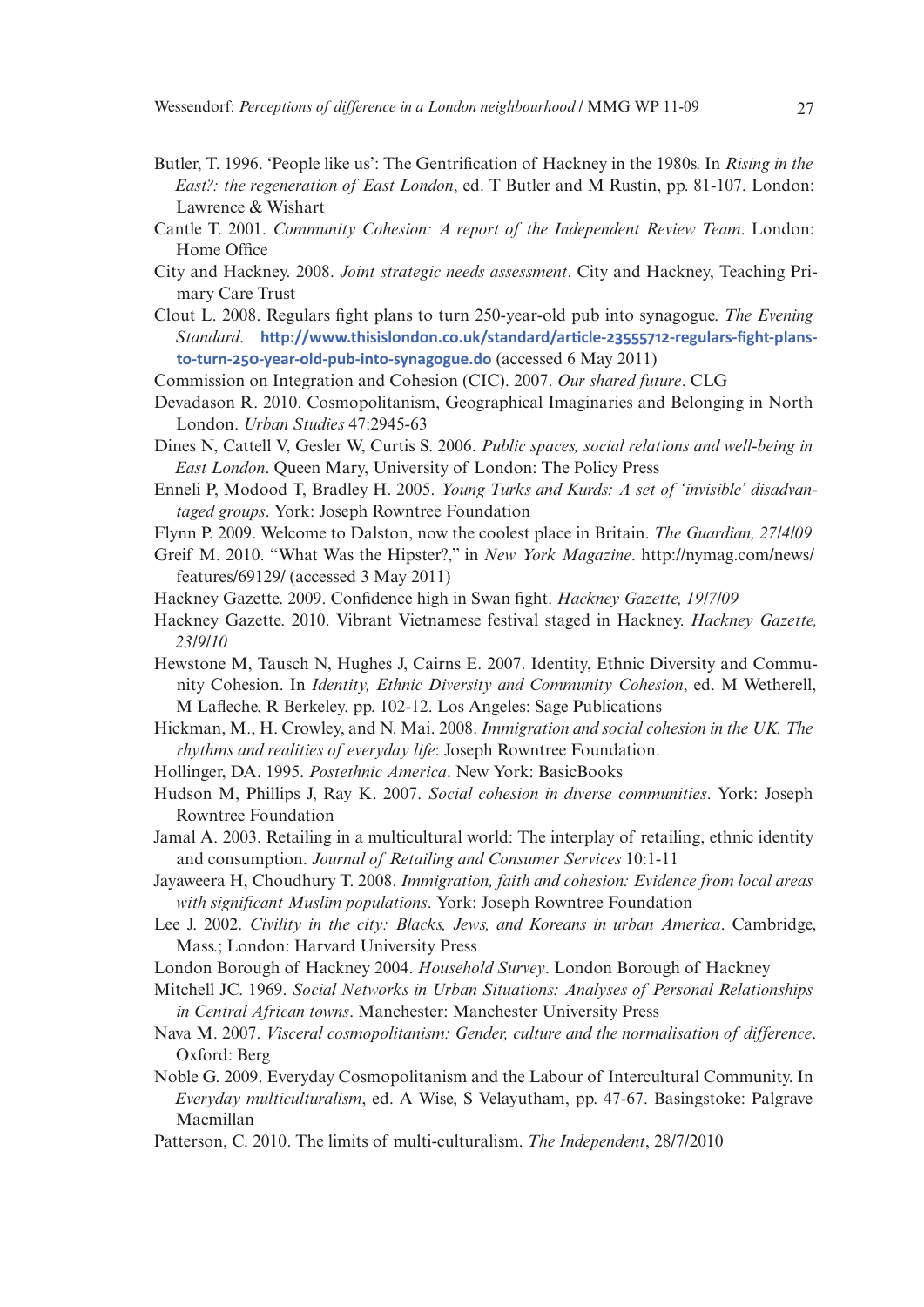Butler, T. 1996. 'People like us': The Gentrification of Hackney in the 1980s. In *Rising in the East?: the regeneration of East London*, ed. T Butler and M Rustin, pp. 81-107. London: Lawrence & Wishart

Cantle T. 2001. *Community Cohesion: A report of the Independent Review Team*. London: Home Office

City and Hackney. 2008. *Joint strategic needs assessment*. City and Hackney, Teaching Primary Care Trust

Clout L. 2008. Regulars fight plans to turn 250-year-old pub into synagogue. *The Evening Standard*. **http://www.thisislondon.co.uk/standard/article-23555712-regulars-fight-plans-to-turn-250-year-old-pub-into-synagogue.do** (accessed 6 May 2011)

Commission on Integration and Cohesion (CIC). 2007. *Our shared future*. CLG

Devadason R. 2010. Cosmopolitanism, Geographical Imaginaries and Belonging in North London. *Urban Studies* 47:2945-63

Dines N, Cattell V, Gesler W, Curtis S. 2006. *Public spaces, social relations and well-being in East London*. Queen Mary, University of London: The Policy Press

Enneli P, Modood T, Bradley H. 2005. *Young Turks and Kurds: A set of 'invisible' disadvantaged groups*. York: Joseph Rowntree Foundation

Flynn P. 2009. Welcome to Dalston, now the coolest place in Britain. *The Guardian, 27/4/09*

Greif M. 2010. "What Was the Hipster?," in *New York Magazine*. http://nymag.com/news/features/69129/ (accessed 3 May 2011)

Hackney Gazette. 2009. Confidence high in Swan fight. *Hackney Gazette, 19/7/09*

Hackney Gazette. 2010. Vibrant Vietnamese festival staged in Hackney. *Hackney Gazette, 23/9/10*

Hewstone M, Tausch N, Hughes J, Cairns E. 2007. Identity, Ethnic Diversity and Community Cohesion. In *Identity, Ethnic Diversity and Community Cohesion*, ed. M Wetherell, M Lafleche, R Berkeley, pp. 102-12. Los Angeles: Sage Publications

Hickman, M., H. Crowley, and N. Mai. 2008. *Immigration and social cohesion in the UK. The rhythms and realities of everyday life*: Joseph Rowntree Foundation.

Hollinger, DA. 1995. *Postethnic America*. New York: BasicBooks

Hudson M, Phillips J, Ray K. 2007. *Social cohesion in diverse communities*. York: Joseph Rowntree Foundation

Jamal A. 2003. Retailing in a multicultural world: The interplay of retailing, ethnic identity and consumption. *Journal of Retailing and Consumer Services* 10:1-11

Jayaweera H, Choudhury T. 2008. *Immigration, faith and cohesion: Evidence from local areas with significant Muslim populations*. York: Joseph Rowntree Foundation

Lee J. 2002. *Civility in the city: Blacks, Jews, and Koreans in urban America*. Cambridge, Mass.; London: Harvard University Press

London Borough of Hackney 2004. *Household Survey*. London Borough of Hackney

Mitchell JC. 1969. *Social Networks in Urban Situations: Analyses of Personal Relationships in Central African towns*. Manchester: Manchester University Press

Nava M. 2007. *Visceral cosmopolitanism: Gender, culture and the normalisation of difference*. Oxford: Berg

Noble G. 2009. Everyday Cosmopolitanism and the Labour of Intercultural Community. In *Everyday multiculturalism*, ed. A Wise, S Velayutham, pp. 47-67. Basingstoke: Palgrave Macmillan

Patterson, C. 2010. The limits of multi-culturalism. *The Independent*, 28/7/2010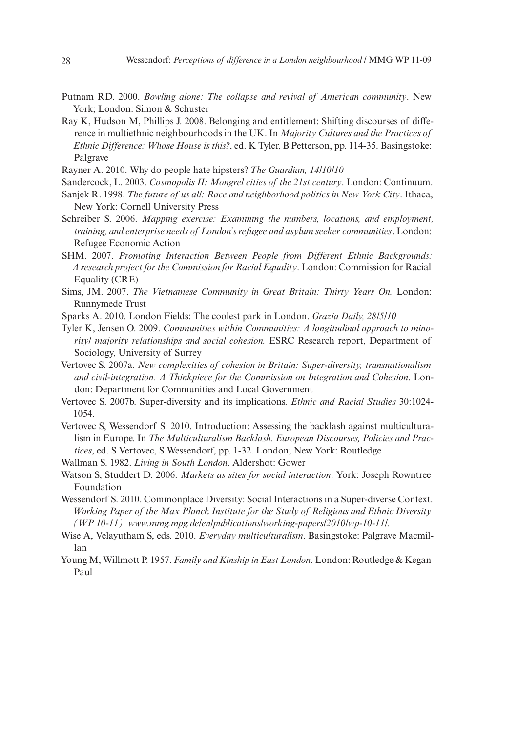Putnam RD. 2000. *Bowling alone: The collapse and revival of American community*. New York; London: Simon & Schuster

Ray K, Hudson M, Phillips J. 2008. Belonging and entitlement: Shifting discourses of difference in multiethnic neighbourhoods in the UK. In *Majority Cultures and the Practices of Ethnic Difference: Whose House is this?*, ed. K Tyler, B Petterson, pp. 114-35. Basingstoke: Palgrave

Rayner A. 2010. Why do people hate hipsters? *The Guardian, 14/10/10*

Sandercock, L. 2003. *Cosmopolis II: Mongrel cities of the 21st century*. London: Continuum.

Sanjek R. 1998. *The future of us all: Race and neighborhood politics in New York City*. Ithaca, New York: Cornell University Press

Schreiber S. 2006. *Mapping exercise: Examining the numbers, locations, and employment, training, and enterprise needs of London's refugee and asylum seeker communities*. London: Refugee Economic Action

SHM. 2007. *Promoting Interaction Between People from Different Ethnic Backgrounds: A research project for the Commission for Racial Equality*. London: Commission for Racial Equality (CRE)

Sims, JM. 2007. *The Vietnamese Community in Great Britain: Thirty Years On.* London: Runnymede Trust

Sparks A. 2010. London Fields: The coolest park in London. *Grazia Daily, 28/5/10*

Tyler K, Jensen O. 2009. *Communities within Communities: A longitudinal approach to minority/ majority relationships and social cohesion.* ESRC Research report, Department of Sociology, University of Surrey

Vertovec S. 2007a. *New complexities of cohesion in Britain: Super-diversity, transnationalism and civil-integration. A Thinkpiece for the Commission on Integration and Cohesion*. London: Department for Communities and Local Government

Vertovec S. 2007b. Super-diversity and its implications. *Ethnic and Racial Studies* 30:1024-1054.

Vertovec S, Wessendorf S. 2010. Introduction: Assessing the backlash against multiculturalism in Europe. In *The Multiculturalism Backlash. European Discourses, Policies and Practices*, ed. S Vertovec, S Wessendorf, pp. 1-32. London; New York: Routledge

Wallman S. 1982. *Living in South London*. Aldershot: Gower

Watson S, Studdert D. 2006. *Markets as sites for social interaction*. York: Joseph Rowntree Foundation

Wessendorf S. 2010. Commonplace Diversity: Social Interactions in a Super-diverse Context. *Working Paper of the Max Planck Institute for the Study of Religious and Ethnic Diversity (WP 10-11). www.mmg.mpg.de/en/publications/working-papers/2010/wp-10-11/.*

Wise A, Velayutham S, eds. 2010. *Everyday multiculturalism*. Basingstoke: Palgrave Macmillan

Young M, Willmott P. 1957. *Family and Kinship in East London*. London: Routledge & Kegan Paul